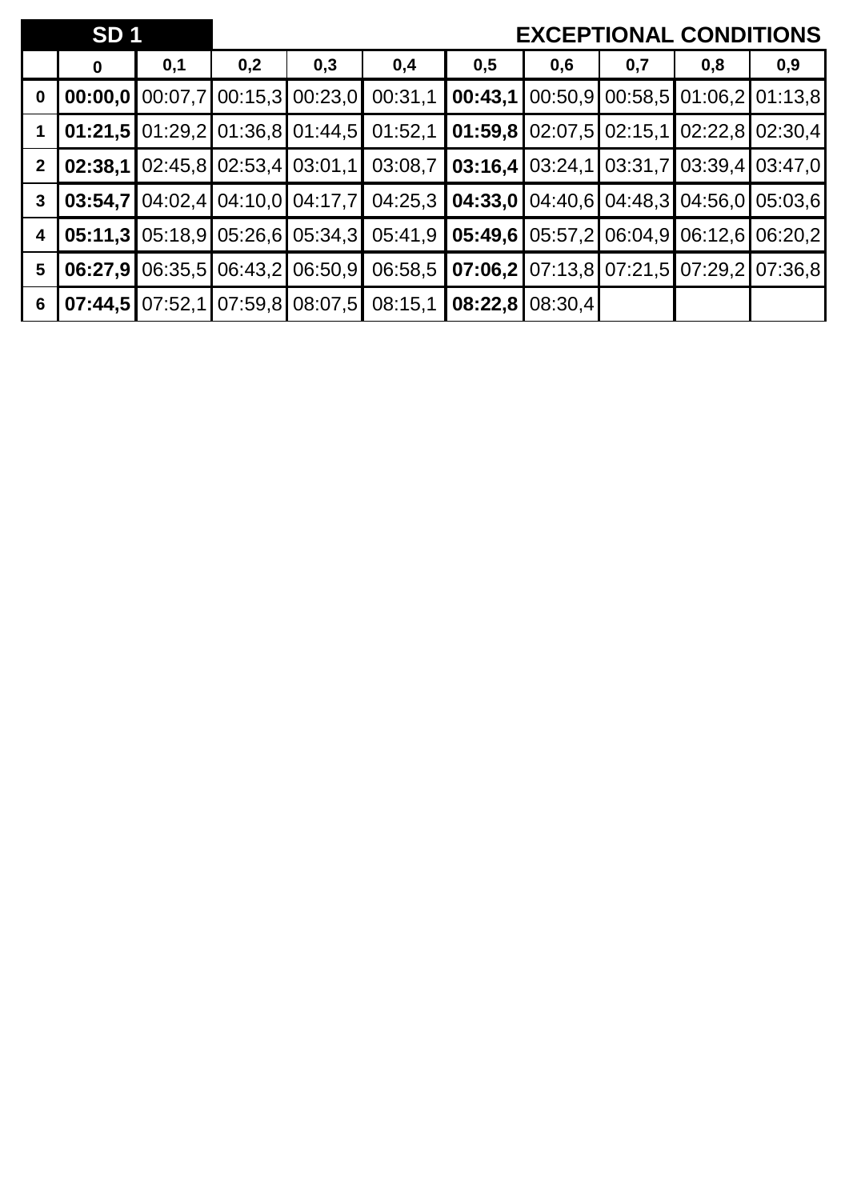**SD 1** **EXCEPTIONAL CONDITIONS**

| | 0 | 0,1 | 0,2 | 0,3 | 0,4 | 0,5 | 0,6 | 0,7 | 0,8 | 0,9 |
|---|---|---|---|---|---|---|---|---|---|---|
| **0** | **00:00,0** | 00:07,7 | 00:15,3 | 00:23,0 | 00:31,1 | **00:43,1** | 00:50,9 | 00:58,5 | 01:06,2 | 01:13,8 |
| **1** | **01:21,5** | 01:29,2 | 01:36,8 | 01:44,5 | 01:52,1 | **01:59,8** | 02:07,5 | 02:15,1 | 02:22,8 | 02:30,4 |
| **2** | **02:38,1** | 02:45,8 | 02:53,4 | 03:01,1 | 03:08,7 | **03:16,4** | 03:24,1 | 03:31,7 | 03:39,4 | 03:47,0 |
| **3** | **03:54,7** | 04:02,4 | 04:10,0 | 04:17,7 | 04:25,3 | **04:33,0** | 04:40,6 | 04:48,3 | 04:56,0 | 05:03,6 |
| **4** | **05:11,3** | 05:18,9 | 05:26,6 | 05:34,3 | 05:41,9 | **05:49,6** | 05:57,2 | 06:04,9 | 06:12,6 | 06:20,2 |
| **5** | **06:27,9** | 06:35,5 | 06:43,2 | 06:50,9 | 06:58,5 | **07:06,2** | 07:13,8 | 07:21,5 | 07:29,2 | 07:36,8 |
| **6** | **07:44,5** | 07:52,1 | 07:59,8 | 08:07,5 | 08:15,1 | **08:22,8** | 08:30,4 | | | |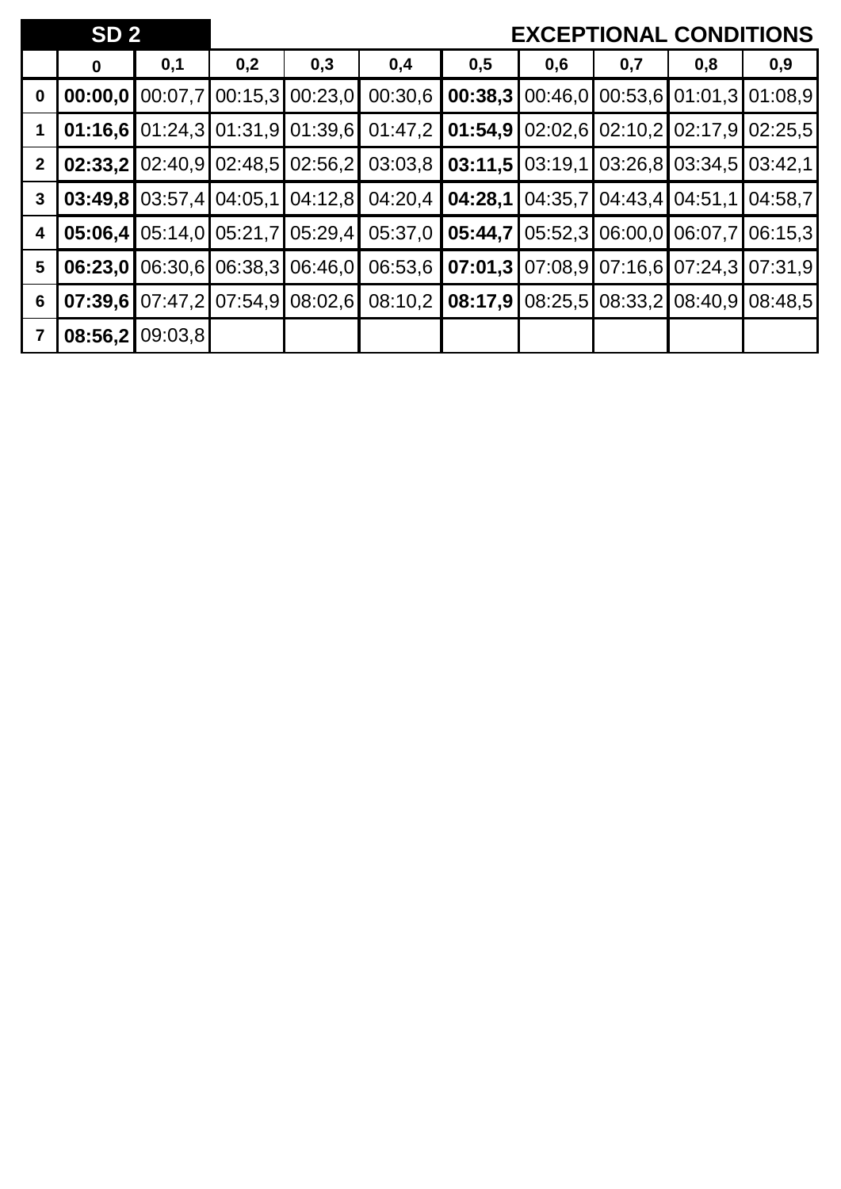**SD 2** **EXCEPTIONAL CONDITIONS**

| | 0 | 0,1 | 0,2 | 0,3 | 0,4 | 0,5 | 0,6 | 0,7 | 0,8 | 0,9 |
|---|---|---|---|---|---|---|---|---|---|---|
| **0** | **00:00,0** | 00:07,7 | 00:15,3 | 00:23,0 | 00:30,6 | **00:38,3** | 00:46,0 | 00:53,6 | 01:01,3 | 01:08,9 |
| **1** | **01:16,6** | 01:24,3 | 01:31,9 | 01:39,6 | 01:47,2 | **01:54,9** | 02:02,6 | 02:10,2 | 02:17,9 | 02:25,5 |
| **2** | **02:33,2** | 02:40,9 | 02:48,5 | 02:56,2 | 03:03,8 | **03:11,5** | 03:19,1 | 03:26,8 | 03:34,5 | 03:42,1 |
| **3** | **03:49,8** | 03:57,4 | 04:05,1 | 04:12,8 | 04:20,4 | **04:28,1** | 04:35,7 | 04:43,4 | 04:51,1 | 04:58,7 |
| **4** | **05:06,4** | 05:14,0 | 05:21,7 | 05:29,4 | 05:37,0 | **05:44,7** | 05:52,3 | 06:00,0 | 06:07,7 | 06:15,3 |
| **5** | **06:23,0** | 06:30,6 | 06:38,3 | 06:46,0 | 06:53,6 | **07:01,3** | 07:08,9 | 07:16,6 | 07:24,3 | 07:31,9 |
| **6** | **07:39,6** | 07:47,2 | 07:54,9 | 08:02,6 | 08:10,2 | **08:17,9** | 08:25,5 | 08:33,2 | 08:40,9 | 08:48,5 |
| **7** | **08:56,2** | 09:03,8 | | | | | | | | |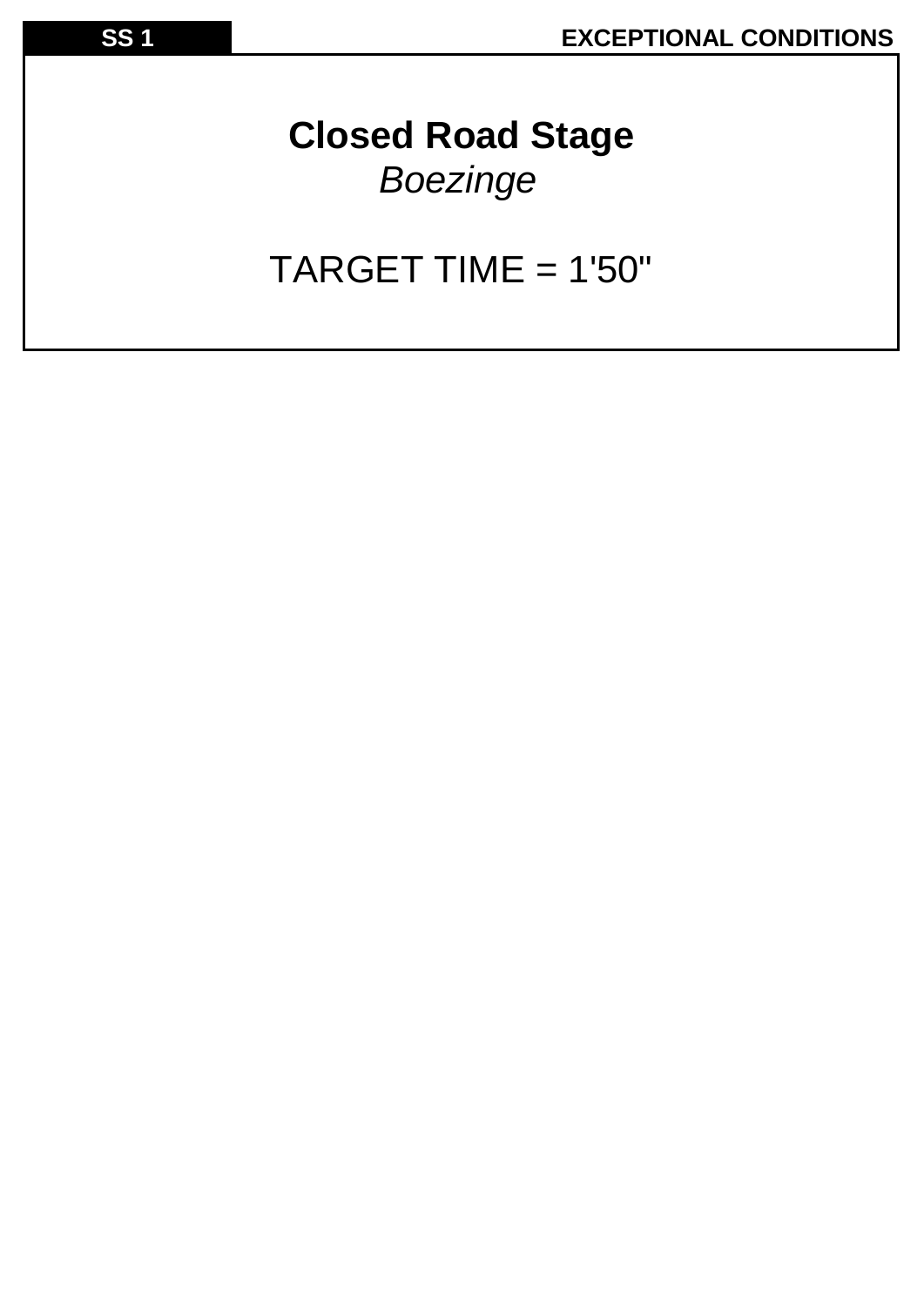**SS 1** **EXCEPTIONAL CONDITIONS**

# Closed Road Stage

*Boezinge*

TARGET TIME = 1'50"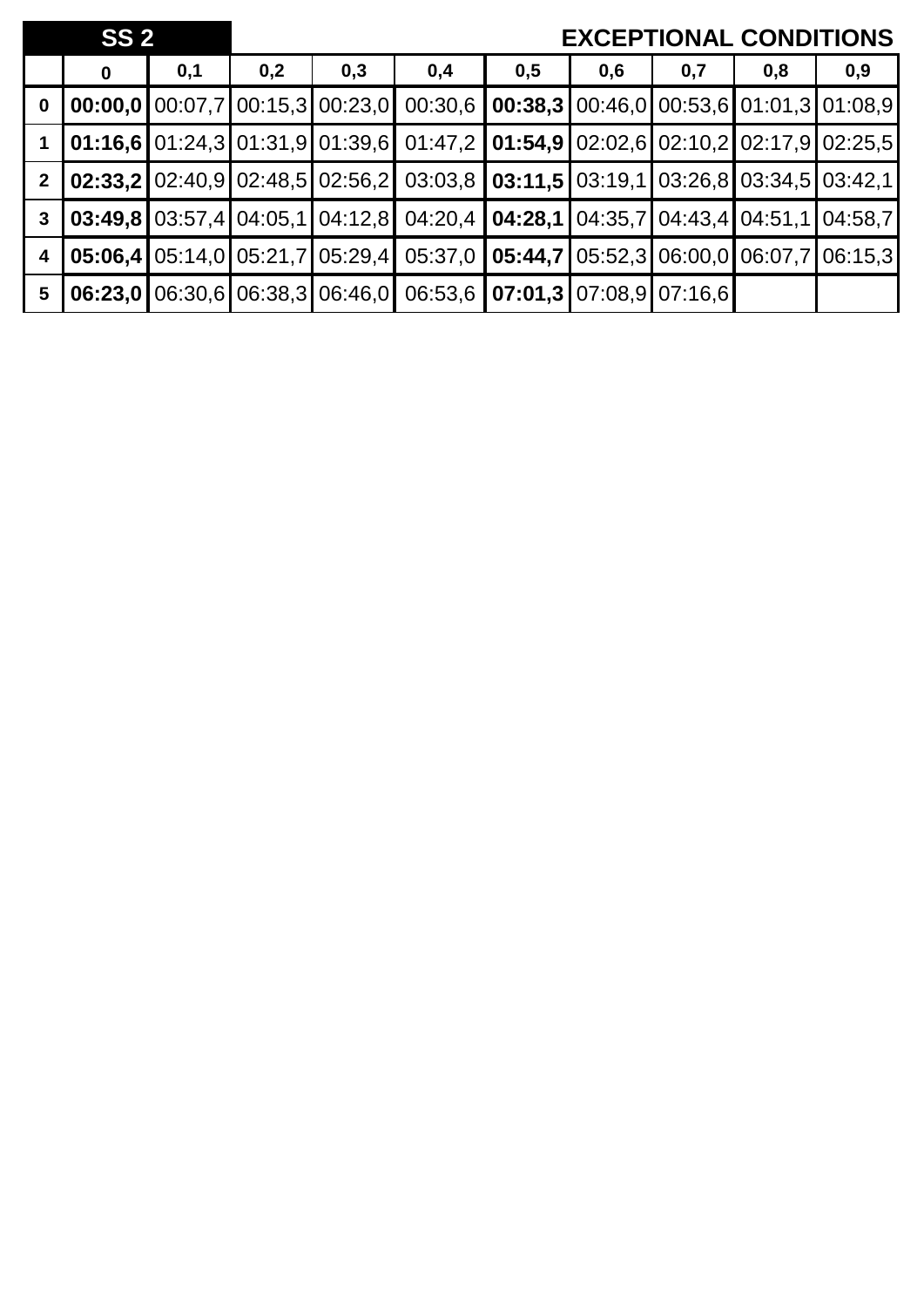**SS 2** **EXCEPTIONAL CONDITIONS**

| | 0 | 0,1 | 0,2 | 0,3 | 0,4 | 0,5 | 0,6 | 0,7 | 0,8 | 0,9 |
|---|---|---|---|---|---|---|---|---|---|---|
| **0** | **00:00,0** | 00:07,7 | 00:15,3 | 00:23,0 | 00:30,6 | **00:38,3** | 00:46,0 | 00:53,6 | 01:01,3 | 01:08,9 |
| **1** | **01:16,6** | 01:24,3 | 01:31,9 | 01:39,6 | 01:47,2 | **01:54,9** | 02:02,6 | 02:10,2 | 02:17,9 | 02:25,5 |
| **2** | **02:33,2** | 02:40,9 | 02:48,5 | 02:56,2 | 03:03,8 | **03:11,5** | 03:19,1 | 03:26,8 | 03:34,5 | 03:42,1 |
| **3** | **03:49,8** | 03:57,4 | 04:05,1 | 04:12,8 | 04:20,4 | **04:28,1** | 04:35,7 | 04:43,4 | 04:51,1 | 04:58,7 |
| **4** | **05:06,4** | 05:14,0 | 05:21,7 | 05:29,4 | 05:37,0 | **05:44,7** | 05:52,3 | 06:00,0 | 06:07,7 | 06:15,3 |
| **5** | **06:23,0** | 06:30,6 | 06:38,3 | 06:46,0 | 06:53,6 | **07:01,3** | 07:08,9 | 07:16,6 | | |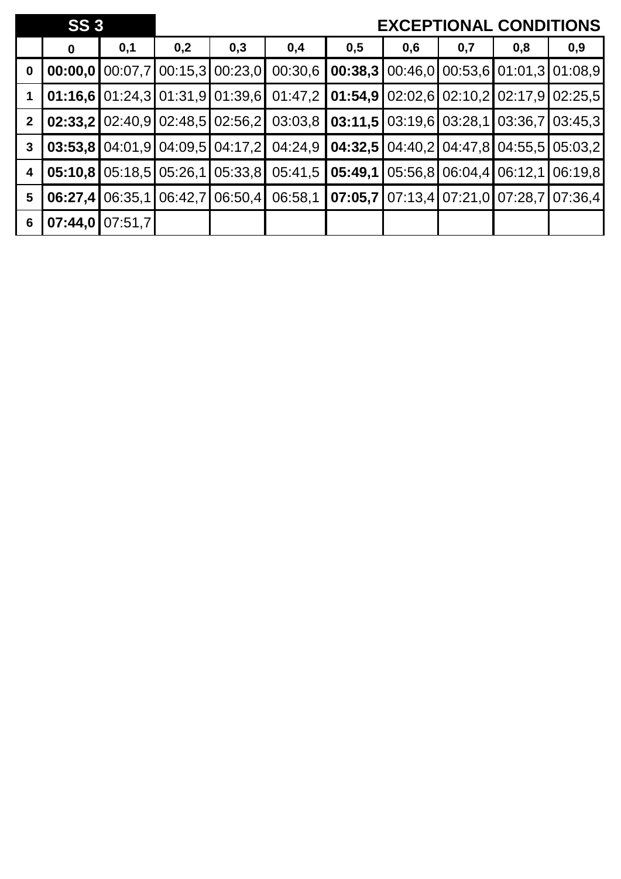| SS 3 | | | | | | | EXCEPTIONAL CONDITIONS | | | |
|---|---|---|---|---|---|---|---|---|---|---|
| | **0** | **0,1** | **0,2** | **0,3** | **0,4** | **0,5** | **0,6** | **0,7** | **0,8** | **0,9** |
| **0** | **00:00,0** | 00:07,7 | 00:15,3 | 00:23,0 | 00:30,6 | **00:38,3** | 00:46,0 | 00:53,6 | 01:01,3 | 01:08,9 |
| **1** | **01:16,6** | 01:24,3 | 01:31,9 | 01:39,6 | 01:47,2 | **01:54,9** | 02:02,6 | 02:10,2 | 02:17,9 | 02:25,5 |
| **2** | **02:33,2** | 02:40,9 | 02:48,5 | 02:56,2 | 03:03,8 | **03:11,5** | 03:19,6 | 03:28,1 | 03:36,7 | 03:45,3 |
| **3** | **03:53,8** | 04:01,9 | 04:09,5 | 04:17,2 | 04:24,9 | **04:32,5** | 04:40,2 | 04:47,8 | 04:55,5 | 05:03,2 |
| **4** | **05:10,8** | 05:18,5 | 05:26,1 | 05:33,8 | 05:41,5 | **05:49,1** | 05:56,8 | 06:04,4 | 06:12,1 | 06:19,8 |
| **5** | **06:27,4** | 06:35,1 | 06:42,7 | 06:50,4 | 06:58,1 | **07:05,7** | 07:13,4 | 07:21,0 | 07:28,7 | 07:36,4 |
| **6** | **07:44,0** | 07:51,7 | | | | | | | | |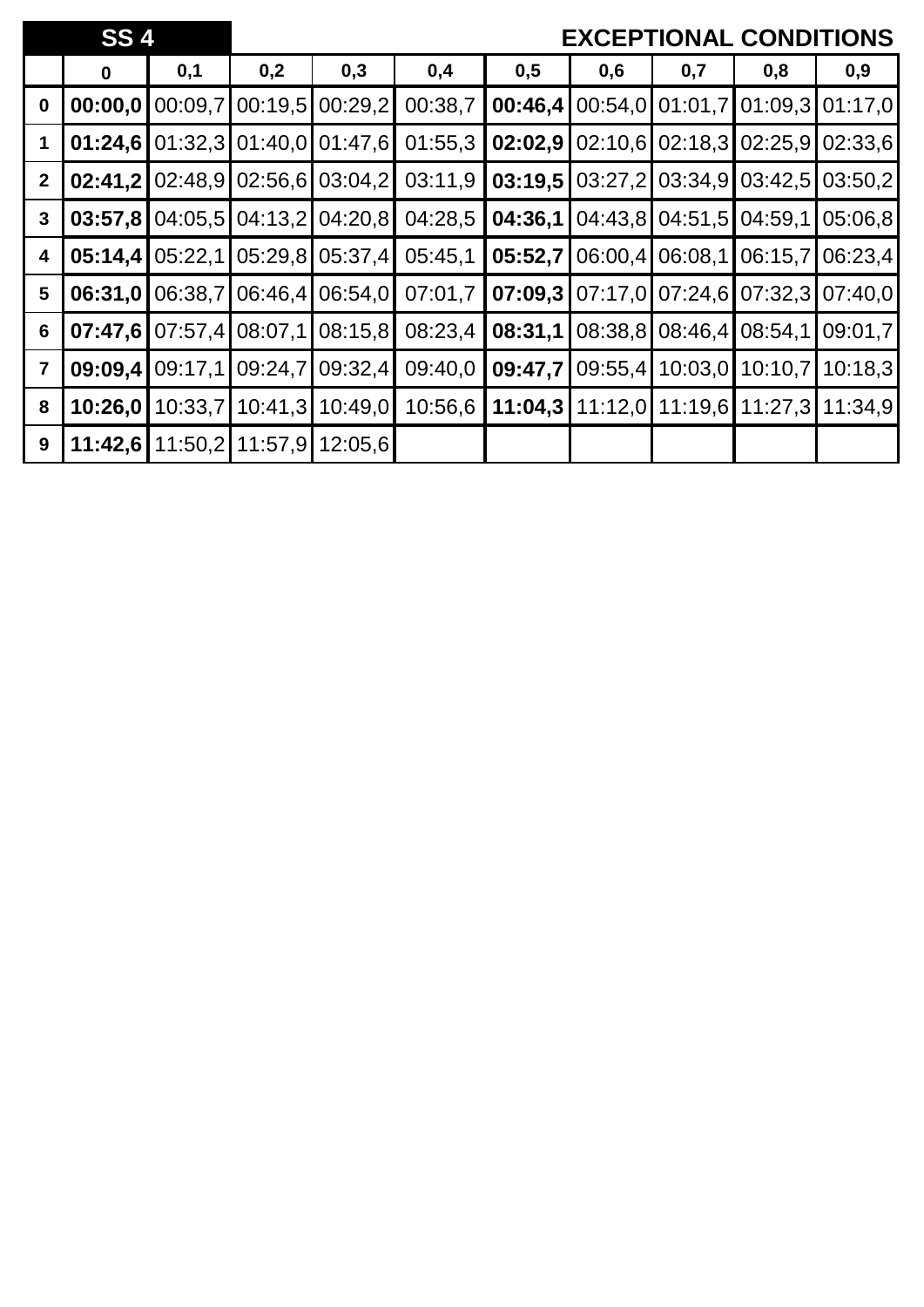**SS 4** **EXCEPTIONAL CONDITIONS**

| | 0 | 0,1 | 0,2 | 0,3 | 0,4 | 0,5 | 0,6 | 0,7 | 0,8 | 0,9 |
|---|---|---|---|---|---|---|---|---|---|---|
| **0** | **00:00,0** | 00:09,7 | 00:19,5 | 00:29,2 | 00:38,7 | **00:46,4** | 00:54,0 | 01:01,7 | 01:09,3 | 01:17,0 |
| **1** | **01:24,6** | 01:32,3 | 01:40,0 | 01:47,6 | 01:55,3 | **02:02,9** | 02:10,6 | 02:18,3 | 02:25,9 | 02:33,6 |
| **2** | **02:41,2** | 02:48,9 | 02:56,6 | 03:04,2 | 03:11,9 | **03:19,5** | 03:27,2 | 03:34,9 | 03:42,5 | 03:50,2 |
| **3** | **03:57,8** | 04:05,5 | 04:13,2 | 04:20,8 | 04:28,5 | **04:36,1** | 04:43,8 | 04:51,5 | 04:59,1 | 05:06,8 |
| **4** | **05:14,4** | 05:22,1 | 05:29,8 | 05:37,4 | 05:45,1 | **05:52,7** | 06:00,4 | 06:08,1 | 06:15,7 | 06:23,4 |
| **5** | **06:31,0** | 06:38,7 | 06:46,4 | 06:54,0 | 07:01,7 | **07:09,3** | 07:17,0 | 07:24,6 | 07:32,3 | 07:40,0 |
| **6** | **07:47,6** | 07:57,4 | 08:07,1 | 08:15,8 | 08:23,4 | **08:31,1** | 08:38,8 | 08:46,4 | 08:54,1 | 09:01,7 |
| **7** | **09:09,4** | 09:17,1 | 09:24,7 | 09:32,4 | 09:40,0 | **09:47,7** | 09:55,4 | 10:03,0 | 10:10,7 | 10:18,3 |
| **8** | **10:26,0** | 10:33,7 | 10:41,3 | 10:49,0 | 10:56,6 | **11:04,3** | 11:12,0 | 11:19,6 | 11:27,3 | 11:34,9 |
| **9** | **11:42,6** | 11:50,2 | 11:57,9 | 12:05,6 | | | | | | |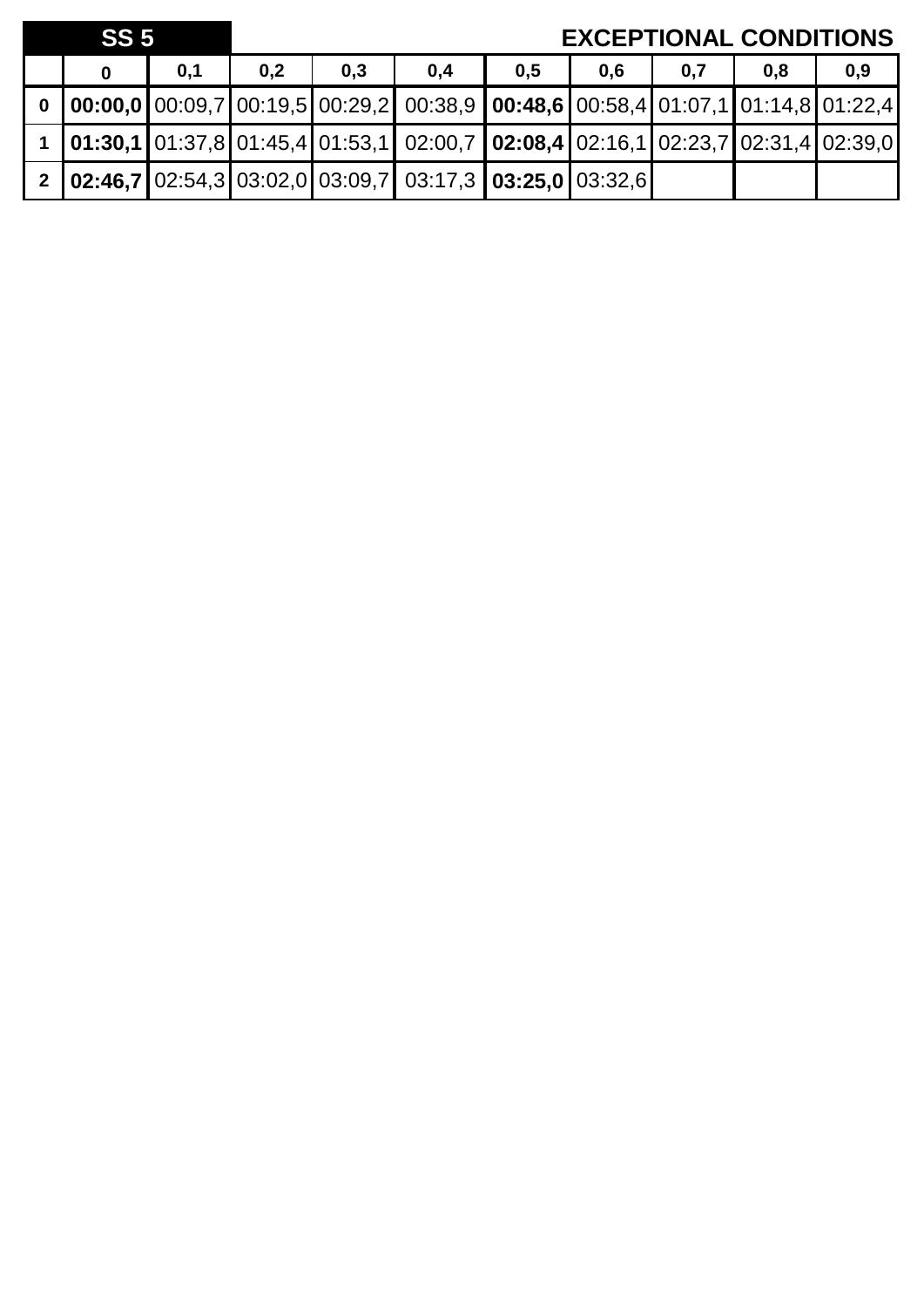| SS 5 | | | | | | | | | | EXCEPTIONAL CONDITIONS |
|---|---|---|---|---|---|---|---|---|---|---|
| | **0** | **0,1** | **0,2** | **0,3** | **0,4** | **0,5** | **0,6** | **0,7** | **0,8** | **0,9** |
| **0** | **00:00,0** | 00:09,7 | 00:19,5 | 00:29,2 | 00:38,9 | **00:48,6** | 00:58,4 | 01:07,1 | 01:14,8 | 01:22,4 |
| **1** | **01:30,1** | 01:37,8 | 01:45,4 | 01:53,1 | 02:00,7 | **02:08,4** | 02:16,1 | 02:23,7 | 02:31,4 | 02:39,0 |
| **2** | **02:46,7** | 02:54,3 | 03:02,0 | 03:09,7 | 03:17,3 | **03:25,0** | 03:32,6 | | | |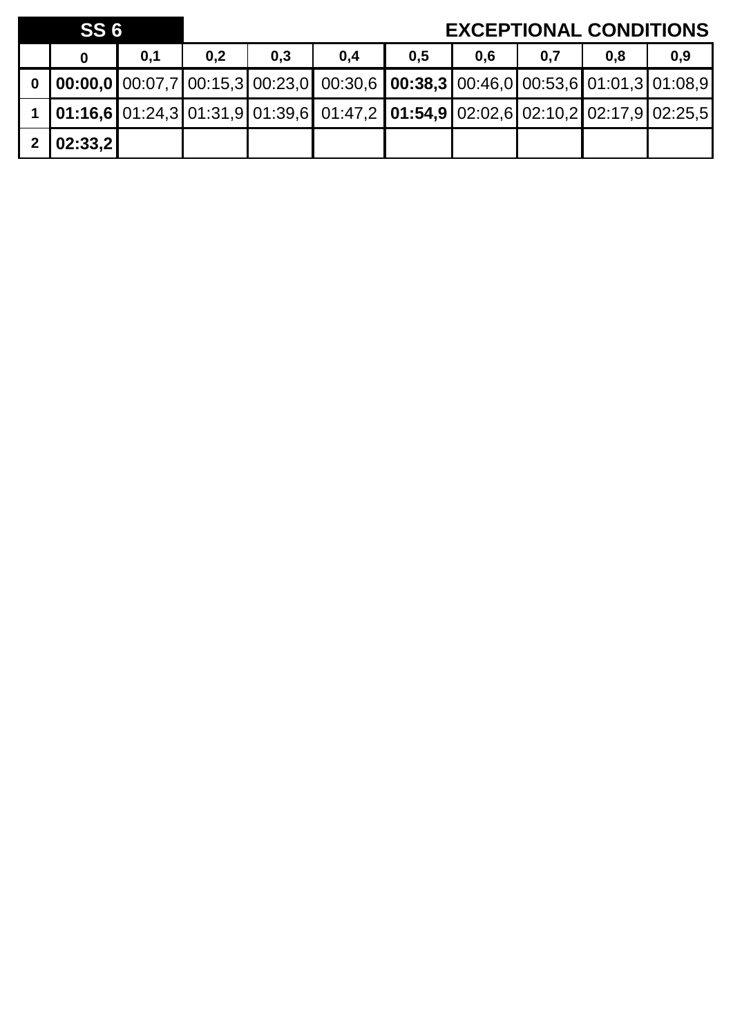**SS 6** **EXCEPTIONAL CONDITIONS**

| | 0 | 0,1 | 0,2 | 0,3 | 0,4 | 0,5 | 0,6 | 0,7 | 0,8 | 0,9 |
|---|---|---|---|---|---|---|---|---|---|---|
| **0** | **00:00,0** | 00:07,7 | 00:15,3 | 00:23,0 | 00:30,6 | **00:38,3** | 00:46,0 | 00:53,6 | 01:01,3 | 01:08,9 |
| **1** | **01:16,6** | 01:24,3 | 01:31,9 | 01:39,6 | 01:47,2 | **01:54,9** | 02:02,6 | 02:10,2 | 02:17,9 | 02:25,5 |
| **2** | **02:33,2** | | | | | | | | | |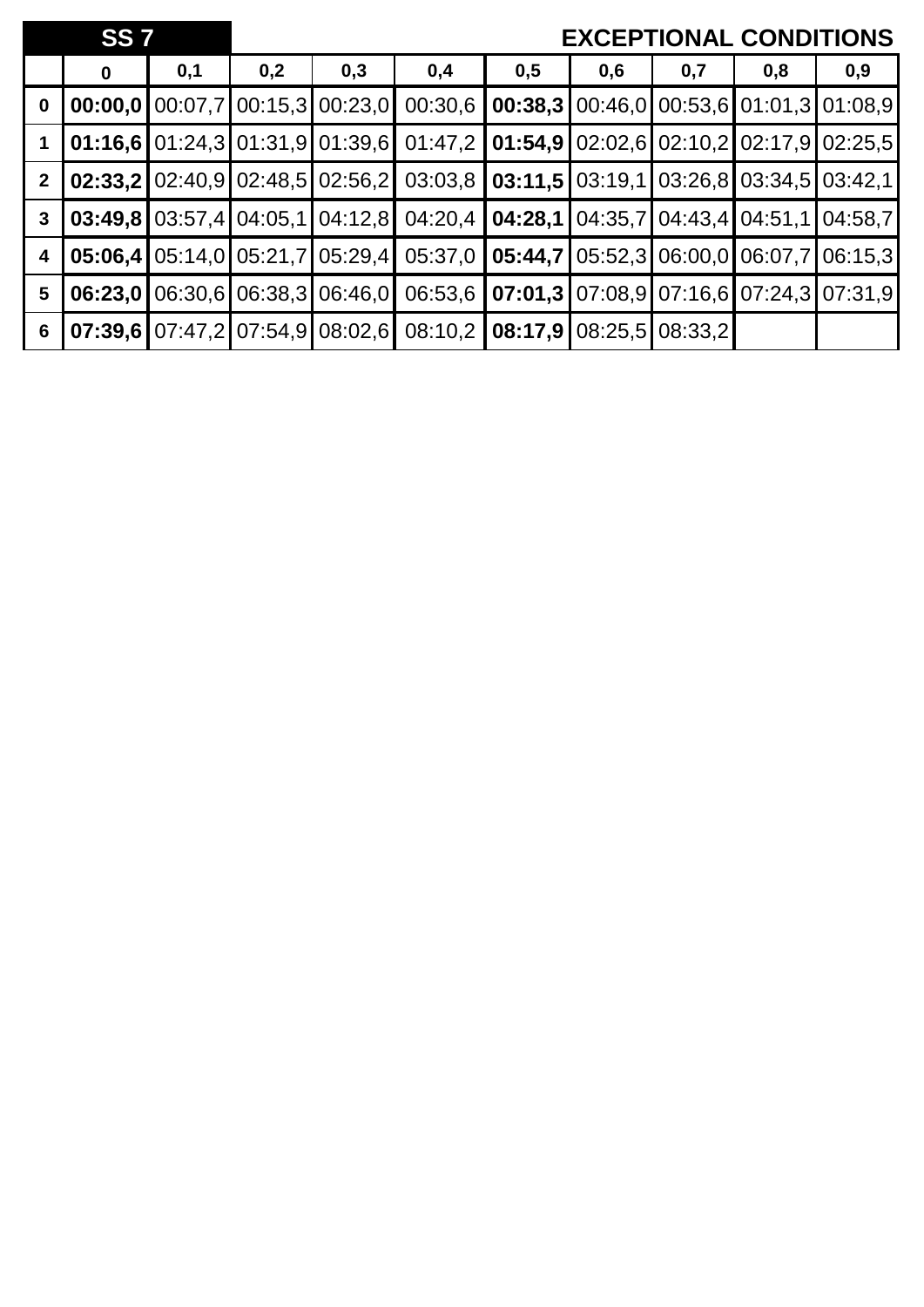| SS 7 | | | | | | | EXCEPTIONAL CONDITIONS | | | |
|---|---|---|---|---|---|---|---|---|---|---|
| | **0** | **0,1** | **0,2** | **0,3** | **0,4** | **0,5** | **0,6** | **0,7** | **0,8** | **0,9** |
| **0** | **00:00,0** | 00:07,7 | 00:15,3 | 00:23,0 | 00:30,6 | **00:38,3** | 00:46,0 | 00:53,6 | 01:01,3 | 01:08,9 |
| **1** | **01:16,6** | 01:24,3 | 01:31,9 | 01:39,6 | 01:47,2 | **01:54,9** | 02:02,6 | 02:10,2 | 02:17,9 | 02:25,5 |
| **2** | **02:33,2** | 02:40,9 | 02:48,5 | 02:56,2 | 03:03,8 | **03:11,5** | 03:19,1 | 03:26,8 | 03:34,5 | 03:42,1 |
| **3** | **03:49,8** | 03:57,4 | 04:05,1 | 04:12,8 | 04:20,4 | **04:28,1** | 04:35,7 | 04:43,4 | 04:51,1 | 04:58,7 |
| **4** | **05:06,4** | 05:14,0 | 05:21,7 | 05:29,4 | 05:37,0 | **05:44,7** | 05:52,3 | 06:00,0 | 06:07,7 | 06:15,3 |
| **5** | **06:23,0** | 06:30,6 | 06:38,3 | 06:46,0 | 06:53,6 | **07:01,3** | 07:08,9 | 07:16,6 | 07:24,3 | 07:31,9 |
| **6** | **07:39,6** | 07:47,2 | 07:54,9 | 08:02,6 | 08:10,2 | **08:17,9** | 08:25,5 | 08:33,2 | | |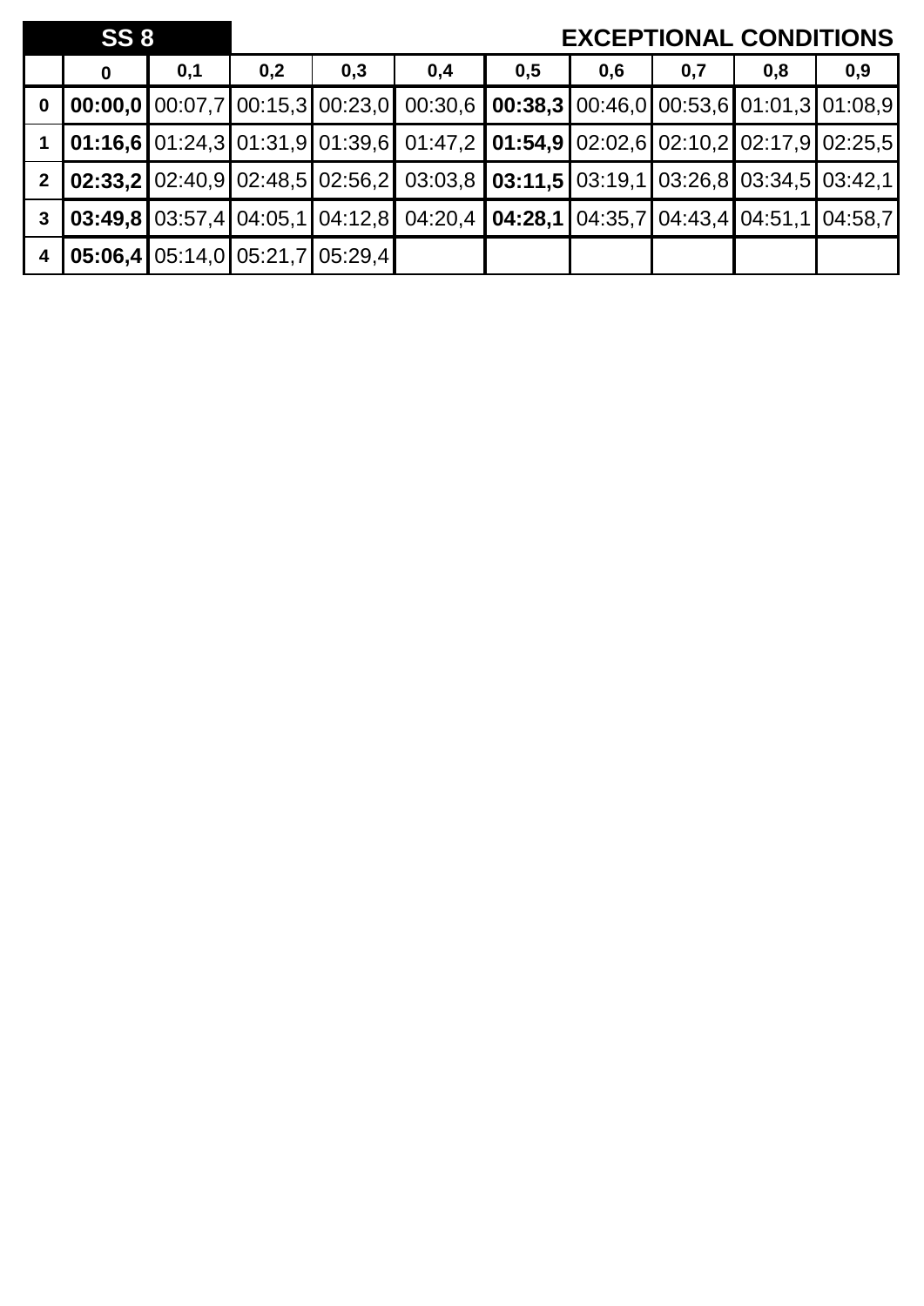**SS 8** **EXCEPTIONAL CONDITIONS**

| | 0 | 0,1 | 0,2 | 0,3 | 0,4 | 0,5 | 0,6 | 0,7 | 0,8 | 0,9 |
|---|---|---|---|---|---|---|---|---|---|---|
| **0** | **00:00,0** | 00:07,7 | 00:15,3 | 00:23,0 | 00:30,6 | **00:38,3** | 00:46,0 | 00:53,6 | 01:01,3 | 01:08,9 |
| **1** | **01:16,6** | 01:24,3 | 01:31,9 | 01:39,6 | 01:47,2 | **01:54,9** | 02:02,6 | 02:10,2 | 02:17,9 | 02:25,5 |
| **2** | **02:33,2** | 02:40,9 | 02:48,5 | 02:56,2 | 03:03,8 | **03:11,5** | 03:19,1 | 03:26,8 | 03:34,5 | 03:42,1 |
| **3** | **03:49,8** | 03:57,4 | 04:05,1 | 04:12,8 | 04:20,4 | **04:28,1** | 04:35,7 | 04:43,4 | 04:51,1 | 04:58,7 |
| **4** | **05:06,4** | 05:14,0 | 05:21,7 | 05:29,4 | | | | | | |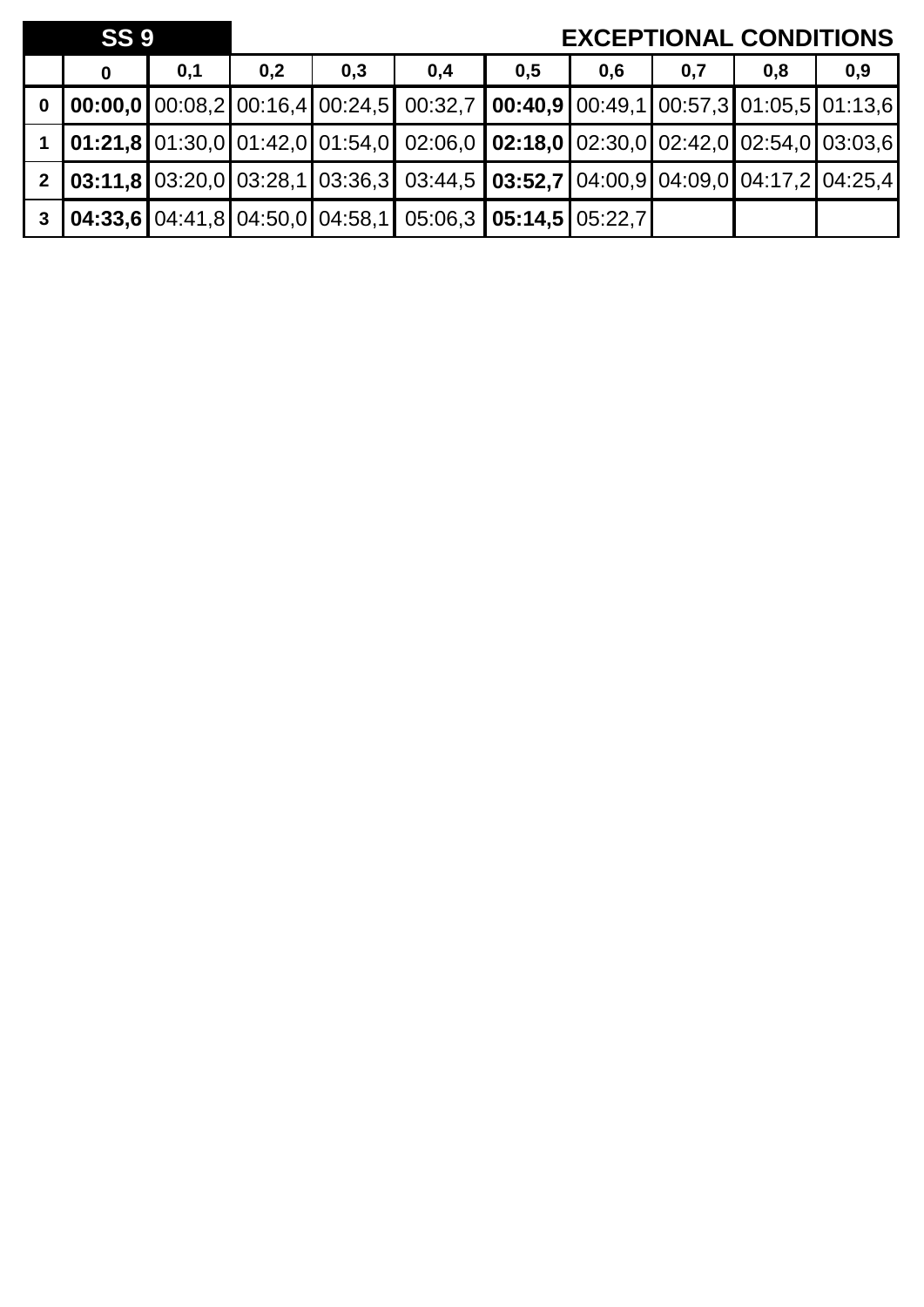**SS 9** **EXCEPTIONAL CONDITIONS**

| | 0 | 0,1 | 0,2 | 0,3 | 0,4 | 0,5 | 0,6 | 0,7 | 0,8 | 0,9 |
|---|---|---|---|---|---|---|---|---|---|---|
| **0** | **00:00,0** | 00:08,2 | 00:16,4 | 00:24,5 | 00:32,7 | **00:40,9** | 00:49,1 | 00:57,3 | 01:05,5 | 01:13,6 |
| **1** | **01:21,8** | 01:30,0 | 01:42,0 | 01:54,0 | 02:06,0 | **02:18,0** | 02:30,0 | 02:42,0 | 02:54,0 | 03:03,6 |
| **2** | **03:11,8** | 03:20,0 | 03:28,1 | 03:36,3 | 03:44,5 | **03:52,7** | 04:00,9 | 04:09,0 | 04:17,2 | 04:25,4 |
| **3** | **04:33,6** | 04:41,8 | 04:50,0 | 04:58,1 | 05:06,3 | **05:14,5** | 05:22,7 | | | |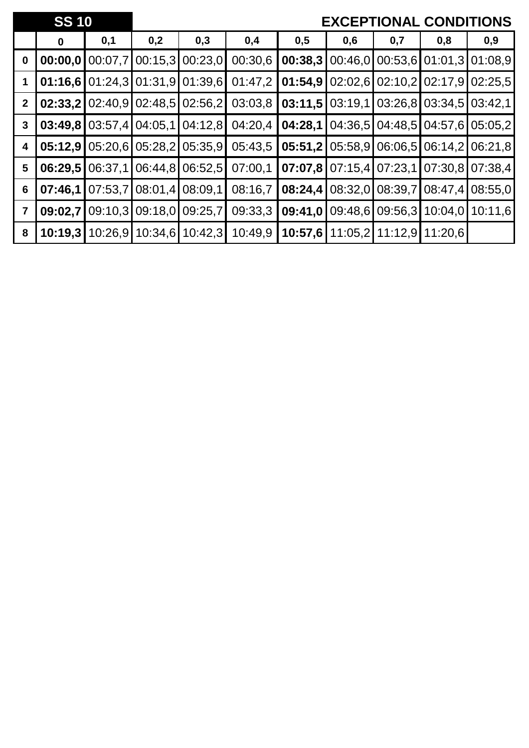| SS 10 | | | | | | EXCEPTIONAL CONDITIONS | | | | |
|---|---|---|---|---|---|---|---|---|---|---|
| | **0** | **0,1** | **0,2** | **0,3** | **0,4** | **0,5** | **0,6** | **0,7** | **0,8** | **0,9** |
| **0** | **00:00,0** | 00:07,7 | 00:15,3 | 00:23,0 | 00:30,6 | **00:38,3** | 00:46,0 | 00:53,6 | 01:01,3 | 01:08,9 |
| **1** | **01:16,6** | 01:24,3 | 01:31,9 | 01:39,6 | 01:47,2 | **01:54,9** | 02:02,6 | 02:10,2 | 02:17,9 | 02:25,5 |
| **2** | **02:33,2** | 02:40,9 | 02:48,5 | 02:56,2 | 03:03,8 | **03:11,5** | 03:19,1 | 03:26,8 | 03:34,5 | 03:42,1 |
| **3** | **03:49,8** | 03:57,4 | 04:05,1 | 04:12,8 | 04:20,4 | **04:28,1** | 04:36,5 | 04:48,5 | 04:57,6 | 05:05,2 |
| **4** | **05:12,9** | 05:20,6 | 05:28,2 | 05:35,9 | 05:43,5 | **05:51,2** | 05:58,9 | 06:06,5 | 06:14,2 | 06:21,8 |
| **5** | **06:29,5** | 06:37,1 | 06:44,8 | 06:52,5 | 07:00,1 | **07:07,8** | 07:15,4 | 07:23,1 | 07:30,8 | 07:38,4 |
| **6** | **07:46,1** | 07:53,7 | 08:01,4 | 08:09,1 | 08:16,7 | **08:24,4** | 08:32,0 | 08:39,7 | 08:47,4 | 08:55,0 |
| **7** | **09:02,7** | 09:10,3 | 09:18,0 | 09:25,7 | 09:33,3 | **09:41,0** | 09:48,6 | 09:56,3 | 10:04,0 | 10:11,6 |
| **8** | **10:19,3** | 10:26,9 | 10:34,6 | 10:42,3 | 10:49,9 | **10:57,6** | 11:05,2 | 11:12,9 | 11:20,6 | |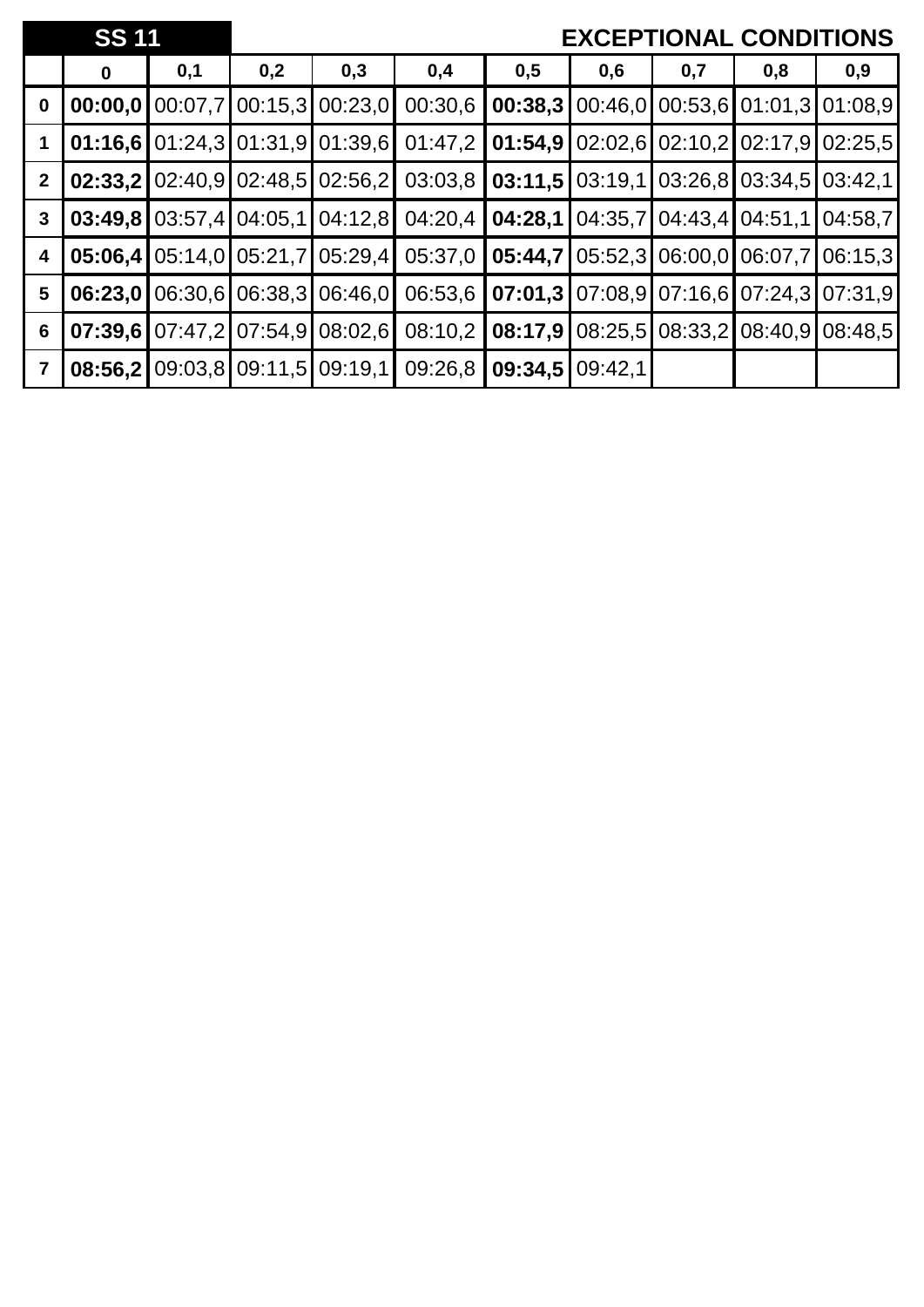**SS 11** **EXCEPTIONAL CONDITIONS**

| | 0 | 0,1 | 0,2 | 0,3 | 0,4 | 0,5 | 0,6 | 0,7 | 0,8 | 0,9 |
|---|---|---|---|---|---|---|---|---|---|---|
| **0** | **00:00,0** | 00:07,7 | 00:15,3 | 00:23,0 | 00:30,6 | **00:38,3** | 00:46,0 | 00:53,6 | 01:01,3 | 01:08,9 |
| **1** | **01:16,6** | 01:24,3 | 01:31,9 | 01:39,6 | 01:47,2 | **01:54,9** | 02:02,6 | 02:10,2 | 02:17,9 | 02:25,5 |
| **2** | **02:33,2** | 02:40,9 | 02:48,5 | 02:56,2 | 03:03,8 | **03:11,5** | 03:19,1 | 03:26,8 | 03:34,5 | 03:42,1 |
| **3** | **03:49,8** | 03:57,4 | 04:05,1 | 04:12,8 | 04:20,4 | **04:28,1** | 04:35,7 | 04:43,4 | 04:51,1 | 04:58,7 |
| **4** | **05:06,4** | 05:14,0 | 05:21,7 | 05:29,4 | 05:37,0 | **05:44,7** | 05:52,3 | 06:00,0 | 06:07,7 | 06:15,3 |
| **5** | **06:23,0** | 06:30,6 | 06:38,3 | 06:46,0 | 06:53,6 | **07:01,3** | 07:08,9 | 07:16,6 | 07:24,3 | 07:31,9 |
| **6** | **07:39,6** | 07:47,2 | 07:54,9 | 08:02,6 | 08:10,2 | **08:17,9** | 08:25,5 | 08:33,2 | 08:40,9 | 08:48,5 |
| **7** | **08:56,2** | 09:03,8 | 09:11,5 | 09:19,1 | 09:26,8 | **09:34,5** | 09:42,1 | | | |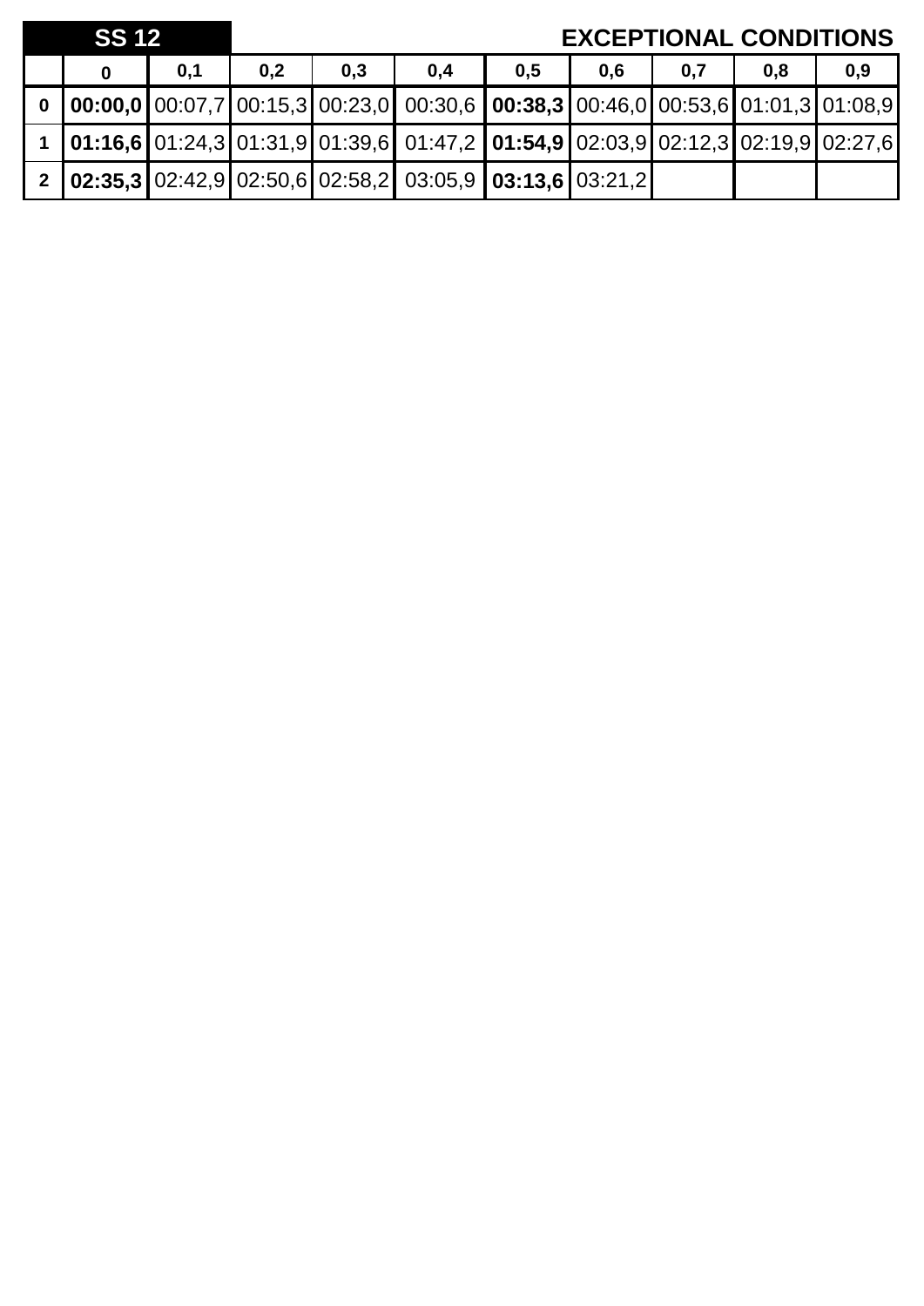| SS 12 | | | | | | | | | EXCEPTIONAL CONDITIONS | |
|---|---|---|---|---|---|---|---|---|---|---|
| | **0** | **0,1** | **0,2** | **0,3** | **0,4** | **0,5** | **0,6** | **0,7** | **0,8** | **0,9** |
| **0** | **00:00,0** | 00:07,7 | 00:15,3 | 00:23,0 | 00:30,6 | **00:38,3** | 00:46,0 | 00:53,6 | 01:01,3 | 01:08,9 |
| **1** | **01:16,6** | 01:24,3 | 01:31,9 | 01:39,6 | 01:47,2 | **01:54,9** | 02:03,9 | 02:12,3 | 02:19,9 | 02:27,6 |
| **2** | **02:35,3** | 02:42,9 | 02:50,6 | 02:58,2 | 03:05,9 | **03:13,6** | 03:21,2 | | | |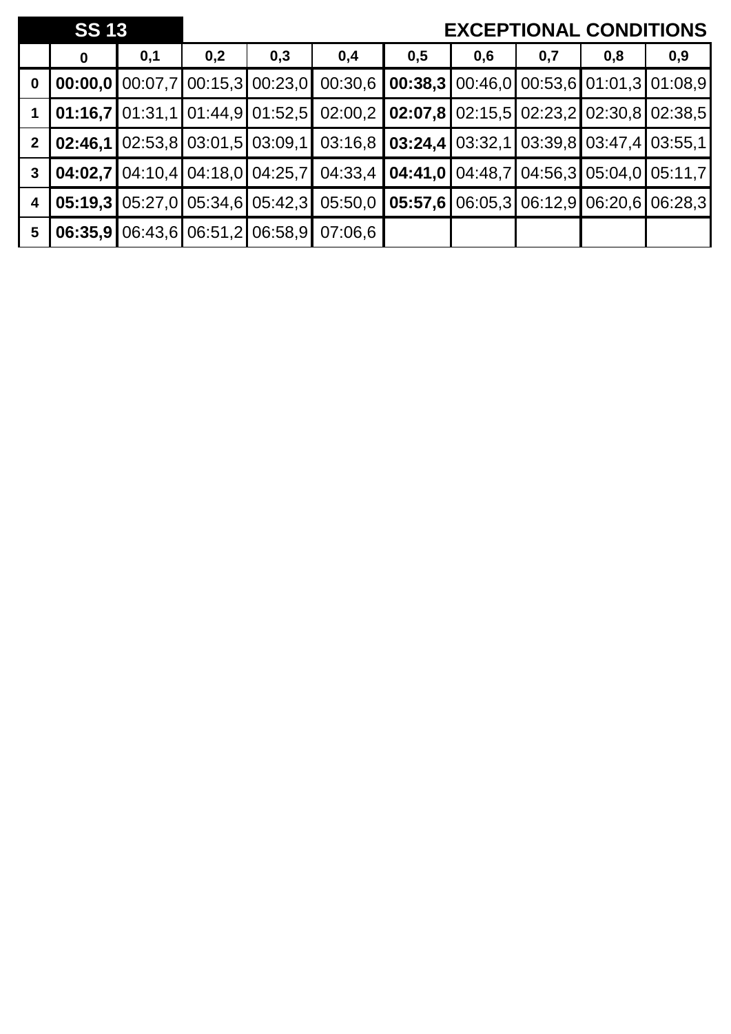**SS 13** **EXCEPTIONAL CONDITIONS**

| | 0 | 0,1 | 0,2 | 0,3 | 0,4 | 0,5 | 0,6 | 0,7 | 0,8 | 0,9 |
|---|---|---|---|---|---|---|---|---|---|---|
| **0** | **00:00,0** | 00:07,7 | 00:15,3 | 00:23,0 | 00:30,6 | **00:38,3** | 00:46,0 | 00:53,6 | 01:01,3 | 01:08,9 |
| **1** | **01:16,7** | 01:31,1 | 01:44,9 | 01:52,5 | 02:00,2 | **02:07,8** | 02:15,5 | 02:23,2 | 02:30,8 | 02:38,5 |
| **2** | **02:46,1** | 02:53,8 | 03:01,5 | 03:09,1 | 03:16,8 | **03:24,4** | 03:32,1 | 03:39,8 | 03:47,4 | 03:55,1 |
| **3** | **04:02,7** | 04:10,4 | 04:18,0 | 04:25,7 | 04:33,4 | **04:41,0** | 04:48,7 | 04:56,3 | 05:04,0 | 05:11,7 |
| **4** | **05:19,3** | 05:27,0 | 05:34,6 | 05:42,3 | 05:50,0 | **05:57,6** | 06:05,3 | 06:12,9 | 06:20,6 | 06:28,3 |
| **5** | **06:35,9** | 06:43,6 | 06:51,2 | 06:58,9 | 07:06,6 | | | | | |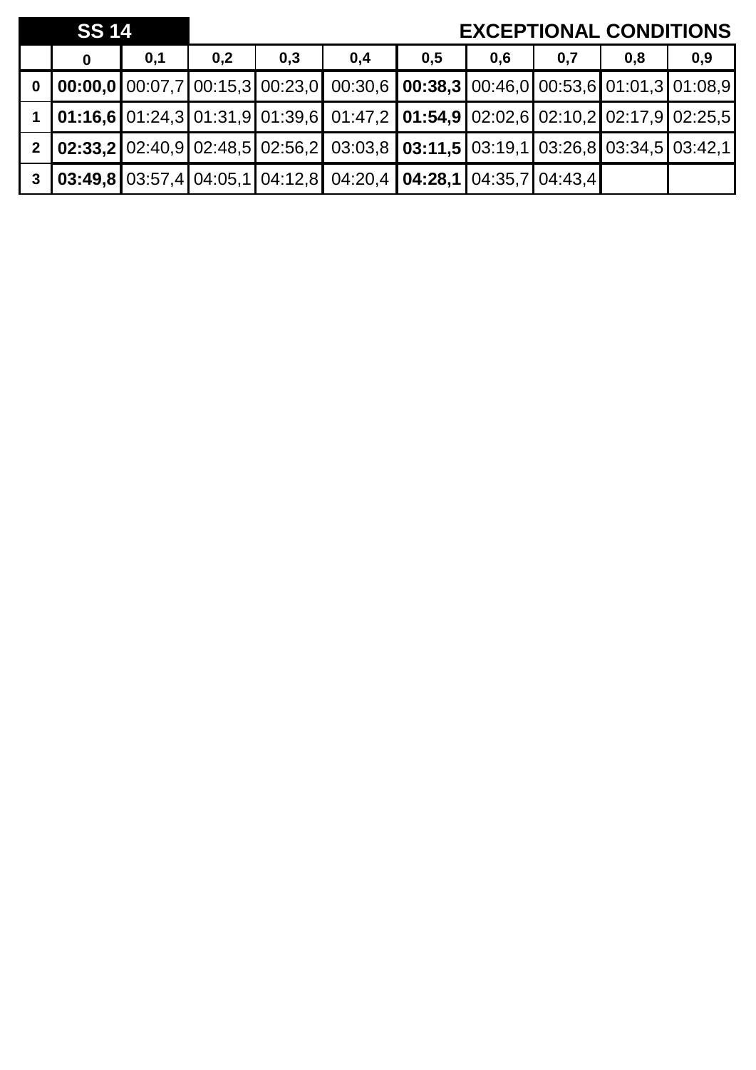| SS 14 | | | | | | | | | | EXCEPTIONAL CONDITIONS |
|---|---|---|---|---|---|---|---|---|---|---|
| | **0** | **0,1** | **0,2** | **0,3** | **0,4** | **0,5** | **0,6** | **0,7** | **0,8** | **0,9** |
| **0** | **00:00,0** | 00:07,7 | 00:15,3 | 00:23,0 | 00:30,6 | **00:38,3** | 00:46,0 | 00:53,6 | 01:01,3 | 01:08,9 |
| **1** | **01:16,6** | 01:24,3 | 01:31,9 | 01:39,6 | 01:47,2 | **01:54,9** | 02:02,6 | 02:10,2 | 02:17,9 | 02:25,5 |
| **2** | **02:33,2** | 02:40,9 | 02:48,5 | 02:56,2 | 03:03,8 | **03:11,5** | 03:19,1 | 03:26,8 | 03:34,5 | 03:42,1 |
| **3** | **03:49,8** | 03:57,4 | 04:05,1 | 04:12,8 | 04:20,4 | **04:28,1** | 04:35,7 | 04:43,4 | | |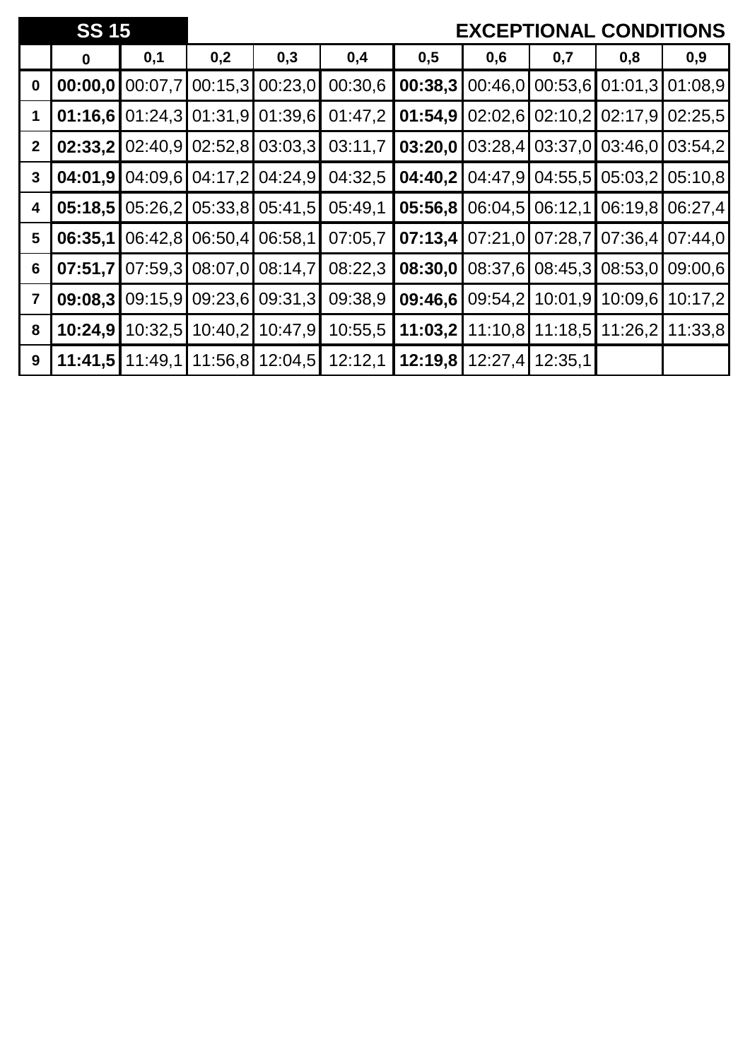**SS 15** **EXCEPTIONAL CONDITIONS**

| | 0 | 0,1 | 0,2 | 0,3 | 0,4 | 0,5 | 0,6 | 0,7 | 0,8 | 0,9 |
|---|---|---|---|---|---|---|---|---|---|---|
| **0** | **00:00,0** | 00:07,7 | 00:15,3 | 00:23,0 | 00:30,6 | **00:38,3** | 00:46,0 | 00:53,6 | 01:01,3 | 01:08,9 |
| **1** | **01:16,6** | 01:24,3 | 01:31,9 | 01:39,6 | 01:47,2 | **01:54,9** | 02:02,6 | 02:10,2 | 02:17,9 | 02:25,5 |
| **2** | **02:33,2** | 02:40,9 | 02:52,8 | 03:03,3 | 03:11,7 | **03:20,0** | 03:28,4 | 03:37,0 | 03:46,0 | 03:54,2 |
| **3** | **04:01,9** | 04:09,6 | 04:17,2 | 04:24,9 | 04:32,5 | **04:40,2** | 04:47,9 | 04:55,5 | 05:03,2 | 05:10,8 |
| **4** | **05:18,5** | 05:26,2 | 05:33,8 | 05:41,5 | 05:49,1 | **05:56,8** | 06:04,5 | 06:12,1 | 06:19,8 | 06:27,4 |
| **5** | **06:35,1** | 06:42,8 | 06:50,4 | 06:58,1 | 07:05,7 | **07:13,4** | 07:21,0 | 07:28,7 | 07:36,4 | 07:44,0 |
| **6** | **07:51,7** | 07:59,3 | 08:07,0 | 08:14,7 | 08:22,3 | **08:30,0** | 08:37,6 | 08:45,3 | 08:53,0 | 09:00,6 |
| **7** | **09:08,3** | 09:15,9 | 09:23,6 | 09:31,3 | 09:38,9 | **09:46,6** | 09:54,2 | 10:01,9 | 10:09,6 | 10:17,2 |
| **8** | **10:24,9** | 10:32,5 | 10:40,2 | 10:47,9 | 10:55,5 | **11:03,2** | 11:10,8 | 11:18,5 | 11:26,2 | 11:33,8 |
| **9** | **11:41,5** | 11:49,1 | 11:56,8 | 12:04,5 | 12:12,1 | **12:19,8** | 12:27,4 | 12:35,1 | | |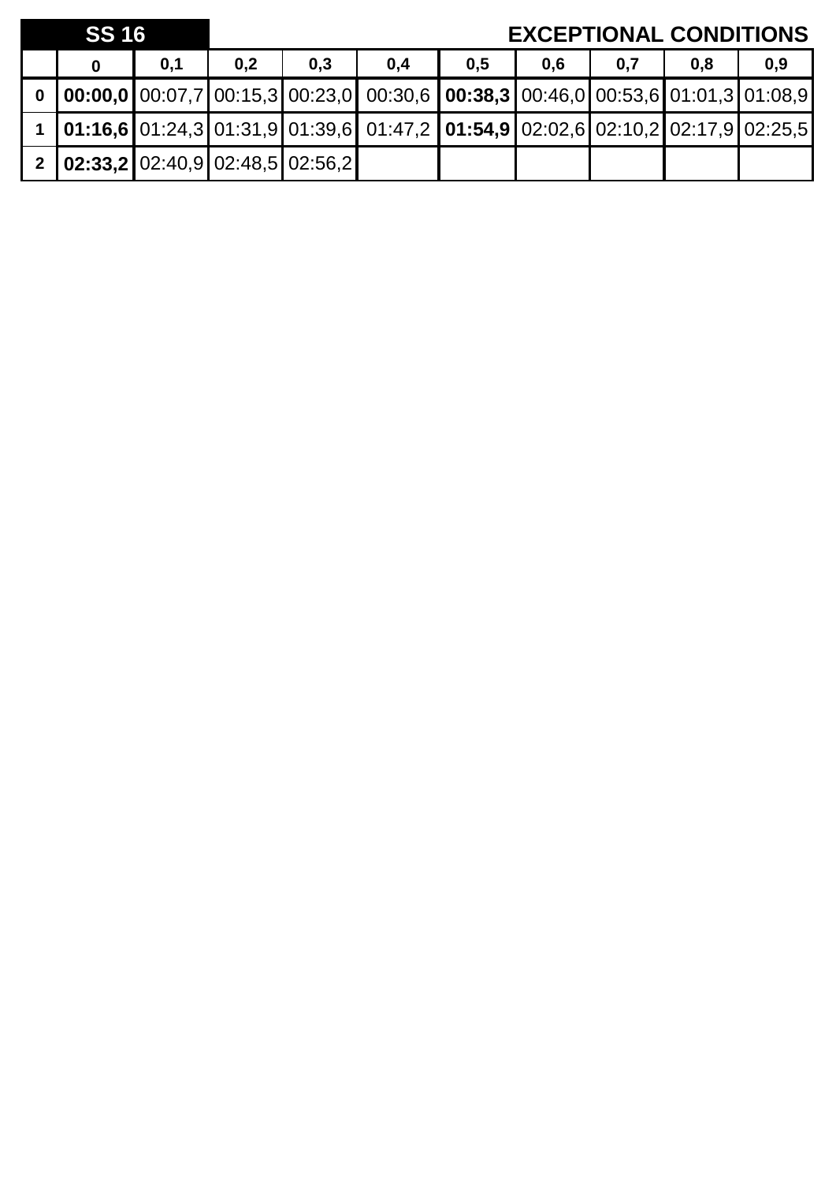| SS 16 | | | | | | | | | | EXCEPTIONAL CONDITIONS |
|---|---|---|---|---|---|---|---|---|---|---|
| | **0** | **0,1** | **0,2** | **0,3** | **0,4** | **0,5** | **0,6** | **0,7** | **0,8** | **0,9** |
| **0** | **00:00,0** | 00:07,7 | 00:15,3 | 00:23,0 | 00:30,6 | **00:38,3** | 00:46,0 | 00:53,6 | 01:01,3 | 01:08,9 |
| **1** | **01:16,6** | 01:24,3 | 01:31,9 | 01:39,6 | 01:47,2 | **01:54,9** | 02:02,6 | 02:10,2 | 02:17,9 | 02:25,5 |
| **2** | **02:33,2** | 02:40,9 | 02:48,5 | 02:56,2 | | | | | | |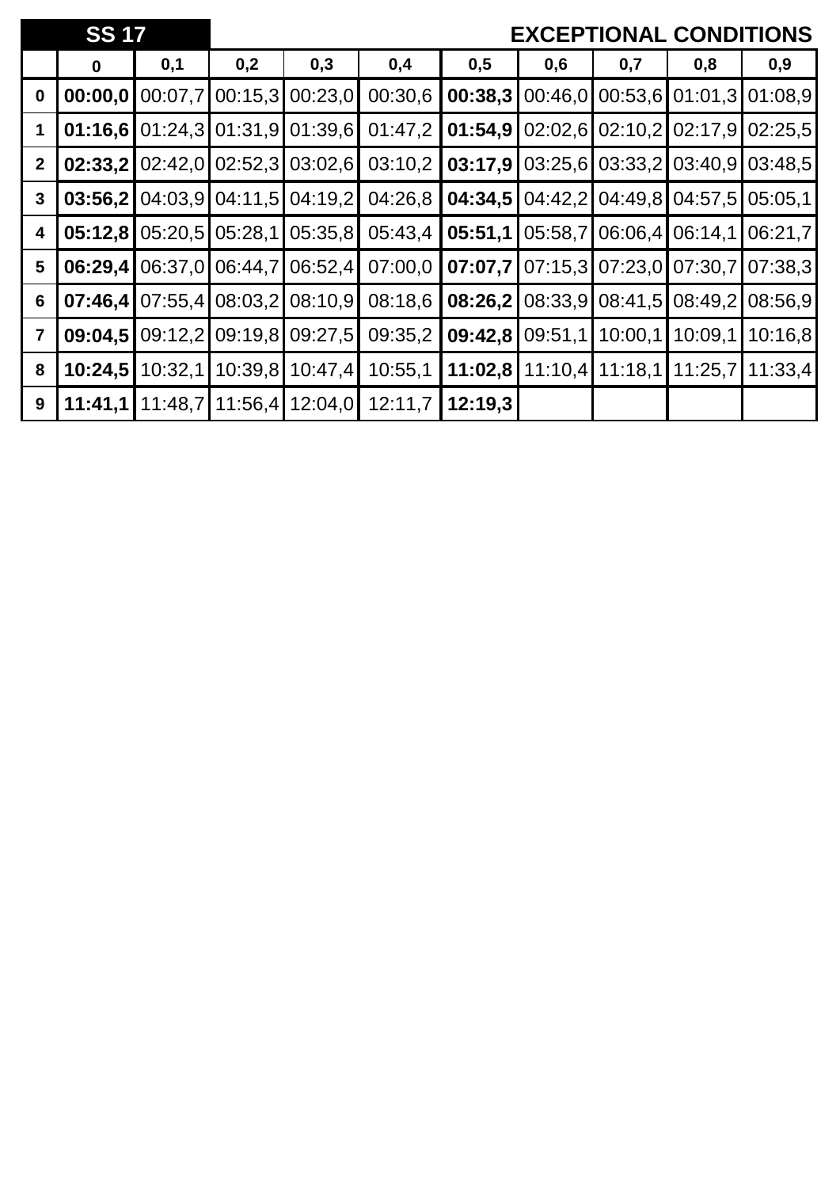| SS 17 | | | | | | | | | | EXCEPTIONAL CONDITIONS |
|---|---|---|---|---|---|---|---|---|---|---|
| | **0** | **0,1** | **0,2** | **0,3** | **0,4** | **0,5** | **0,6** | **0,7** | **0,8** | **0,9** |
| **0** | **00:00,0** | 00:07,7 | 00:15,3 | 00:23,0 | 00:30,6 | **00:38,3** | 00:46,0 | 00:53,6 | 01:01,3 | 01:08,9 |
| **1** | **01:16,6** | 01:24,3 | 01:31,9 | 01:39,6 | 01:47,2 | **01:54,9** | 02:02,6 | 02:10,2 | 02:17,9 | 02:25,5 |
| **2** | **02:33,2** | 02:42,0 | 02:52,3 | 03:02,6 | 03:10,2 | **03:17,9** | 03:25,6 | 03:33,2 | 03:40,9 | 03:48,5 |
| **3** | **03:56,2** | 04:03,9 | 04:11,5 | 04:19,2 | 04:26,8 | **04:34,5** | 04:42,2 | 04:49,8 | 04:57,5 | 05:05,1 |
| **4** | **05:12,8** | 05:20,5 | 05:28,1 | 05:35,8 | 05:43,4 | **05:51,1** | 05:58,7 | 06:06,4 | 06:14,1 | 06:21,7 |
| **5** | **06:29,4** | 06:37,0 | 06:44,7 | 06:52,4 | 07:00,0 | **07:07,7** | 07:15,3 | 07:23,0 | 07:30,7 | 07:38,3 |
| **6** | **07:46,4** | 07:55,4 | 08:03,2 | 08:10,9 | 08:18,6 | **08:26,2** | 08:33,9 | 08:41,5 | 08:49,2 | 08:56,9 |
| **7** | **09:04,5** | 09:12,2 | 09:19,8 | 09:27,5 | 09:35,2 | **09:42,8** | 09:51,1 | 10:00,1 | 10:09,1 | 10:16,8 |
| **8** | **10:24,5** | 10:32,1 | 10:39,8 | 10:47,4 | 10:55,1 | **11:02,8** | 11:10,4 | 11:18,1 | 11:25,7 | 11:33,4 |
| **9** | **11:41,1** | 11:48,7 | 11:56,4 | 12:04,0 | 12:11,7 | **12:19,3** | | | | |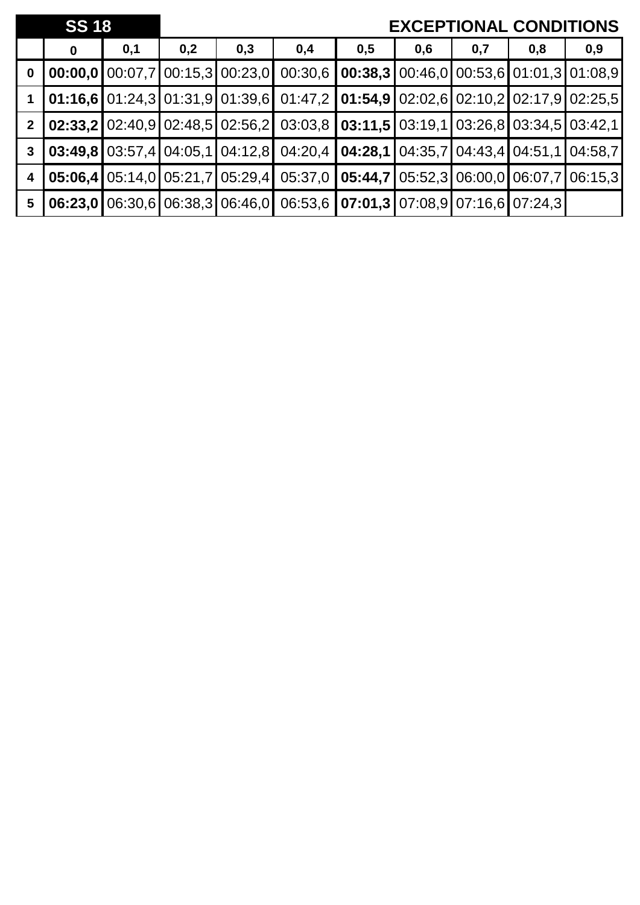| SS 18 | | | | | | | | | | EXCEPTIONAL CONDITIONS |
|---|---|---|---|---|---|---|---|---|---|---|
| | **0** | **0,1** | **0,2** | **0,3** | **0,4** | **0,5** | **0,6** | **0,7** | **0,8** | **0,9** |
| **0** | **00:00,0** | 00:07,7 | 00:15,3 | 00:23,0 | 00:30,6 | **00:38,3** | 00:46,0 | 00:53,6 | 01:01,3 | 01:08,9 |
| **1** | **01:16,6** | 01:24,3 | 01:31,9 | 01:39,6 | 01:47,2 | **01:54,9** | 02:02,6 | 02:10,2 | 02:17,9 | 02:25,5 |
| **2** | **02:33,2** | 02:40,9 | 02:48,5 | 02:56,2 | 03:03,8 | **03:11,5** | 03:19,1 | 03:26,8 | 03:34,5 | 03:42,1 |
| **3** | **03:49,8** | 03:57,4 | 04:05,1 | 04:12,8 | 04:20,4 | **04:28,1** | 04:35,7 | 04:43,4 | 04:51,1 | 04:58,7 |
| **4** | **05:06,4** | 05:14,0 | 05:21,7 | 05:29,4 | 05:37,0 | **05:44,7** | 05:52,3 | 06:00,0 | 06:07,7 | 06:15,3 |
| **5** | **06:23,0** | 06:30,6 | 06:38,3 | 06:46,0 | 06:53,6 | **07:01,3** | 07:08,9 | 07:16,6 | 07:24,3 | |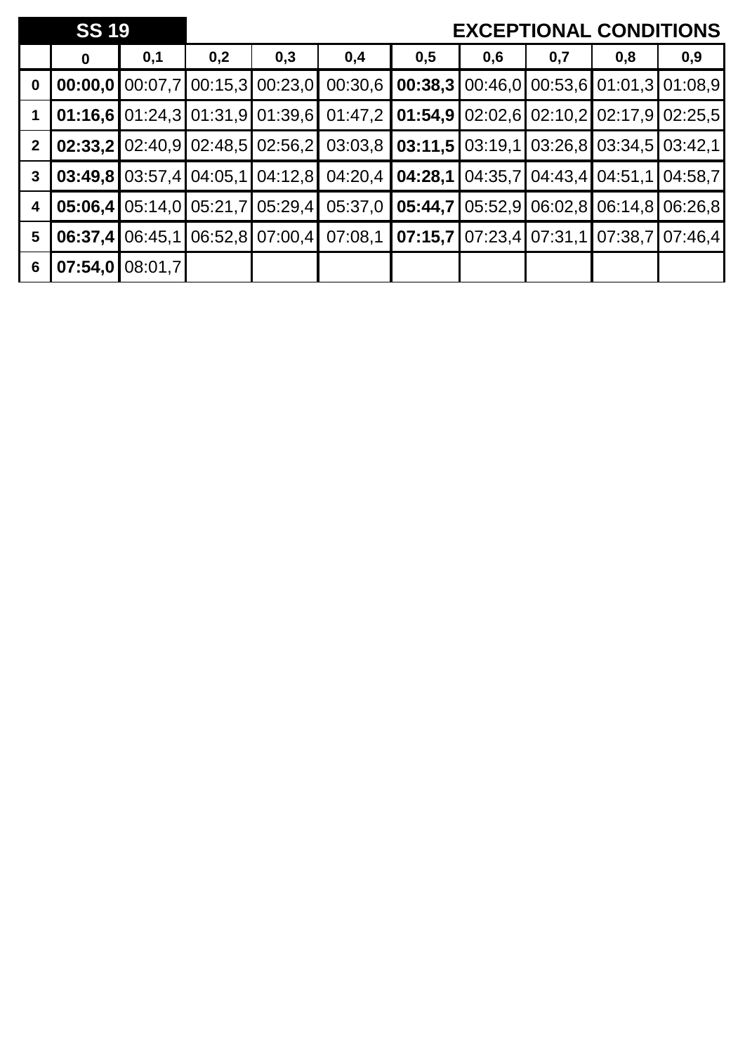| SS 19 | | | | | | | | | | EXCEPTIONAL CONDITIONS |
|---|---|---|---|---|---|---|---|---|---|---|
| | **0** | **0,1** | **0,2** | **0,3** | **0,4** | **0,5** | **0,6** | **0,7** | **0,8** | **0,9** |
| **0** | **00:00,0** | 00:07,7 | 00:15,3 | 00:23,0 | 00:30,6 | **00:38,3** | 00:46,0 | 00:53,6 | 01:01,3 | 01:08,9 |
| **1** | **01:16,6** | 01:24,3 | 01:31,9 | 01:39,6 | 01:47,2 | **01:54,9** | 02:02,6 | 02:10,2 | 02:17,9 | 02:25,5 |
| **2** | **02:33,2** | 02:40,9 | 02:48,5 | 02:56,2 | 03:03,8 | **03:11,5** | 03:19,1 | 03:26,8 | 03:34,5 | 03:42,1 |
| **3** | **03:49,8** | 03:57,4 | 04:05,1 | 04:12,8 | 04:20,4 | **04:28,1** | 04:35,7 | 04:43,4 | 04:51,1 | 04:58,7 |
| **4** | **05:06,4** | 05:14,0 | 05:21,7 | 05:29,4 | 05:37,0 | **05:44,7** | 05:52,9 | 06:02,8 | 06:14,8 | 06:26,8 |
| **5** | **06:37,4** | 06:45,1 | 06:52,8 | 07:00,4 | 07:08,1 | **07:15,7** | 07:23,4 | 07:31,1 | 07:38,7 | 07:46,4 |
| **6** | **07:54,0** | 08:01,7 | | | | | | | | |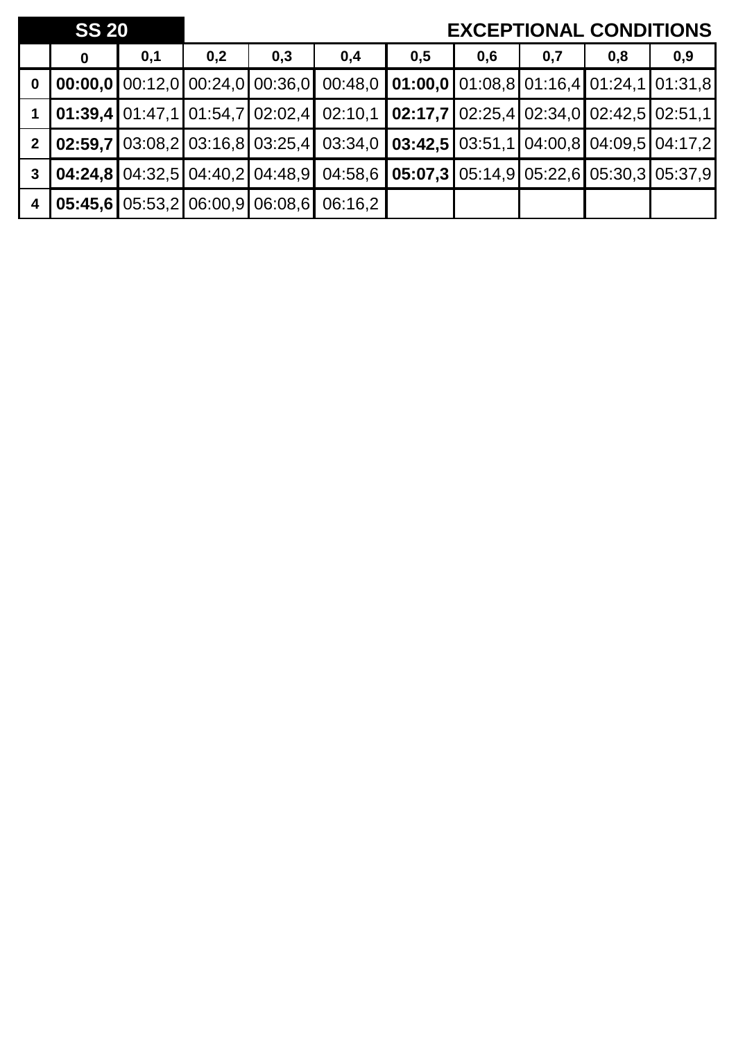## SS 20

## EXCEPTIONAL CONDITIONS

| | 0 | 0,1 | 0,2 | 0,3 | 0,4 | 0,5 | 0,6 | 0,7 | 0,8 | 0,9 |
|---|---|---|---|---|---|---|---|---|---|---|
| **0** | **00:00,0** | 00:12,0 | 00:24,0 | 00:36,0 | 00:48,0 | **01:00,0** | 01:08,8 | 01:16,4 | 01:24,1 | 01:31,8 |
| **1** | **01:39,4** | 01:47,1 | 01:54,7 | 02:02,4 | 02:10,1 | **02:17,7** | 02:25,4 | 02:34,0 | 02:42,5 | 02:51,1 |
| **2** | **02:59,7** | 03:08,2 | 03:16,8 | 03:25,4 | 03:34,0 | **03:42,5** | 03:51,1 | 04:00,8 | 04:09,5 | 04:17,2 |
| **3** | **04:24,8** | 04:32,5 | 04:40,2 | 04:48,9 | 04:58,6 | **05:07,3** | 05:14,9 | 05:22,6 | 05:30,3 | 05:37,9 |
| **4** | **05:45,6** | 05:53,2 | 06:00,9 | 06:08,6 | 06:16,2 | | | | | |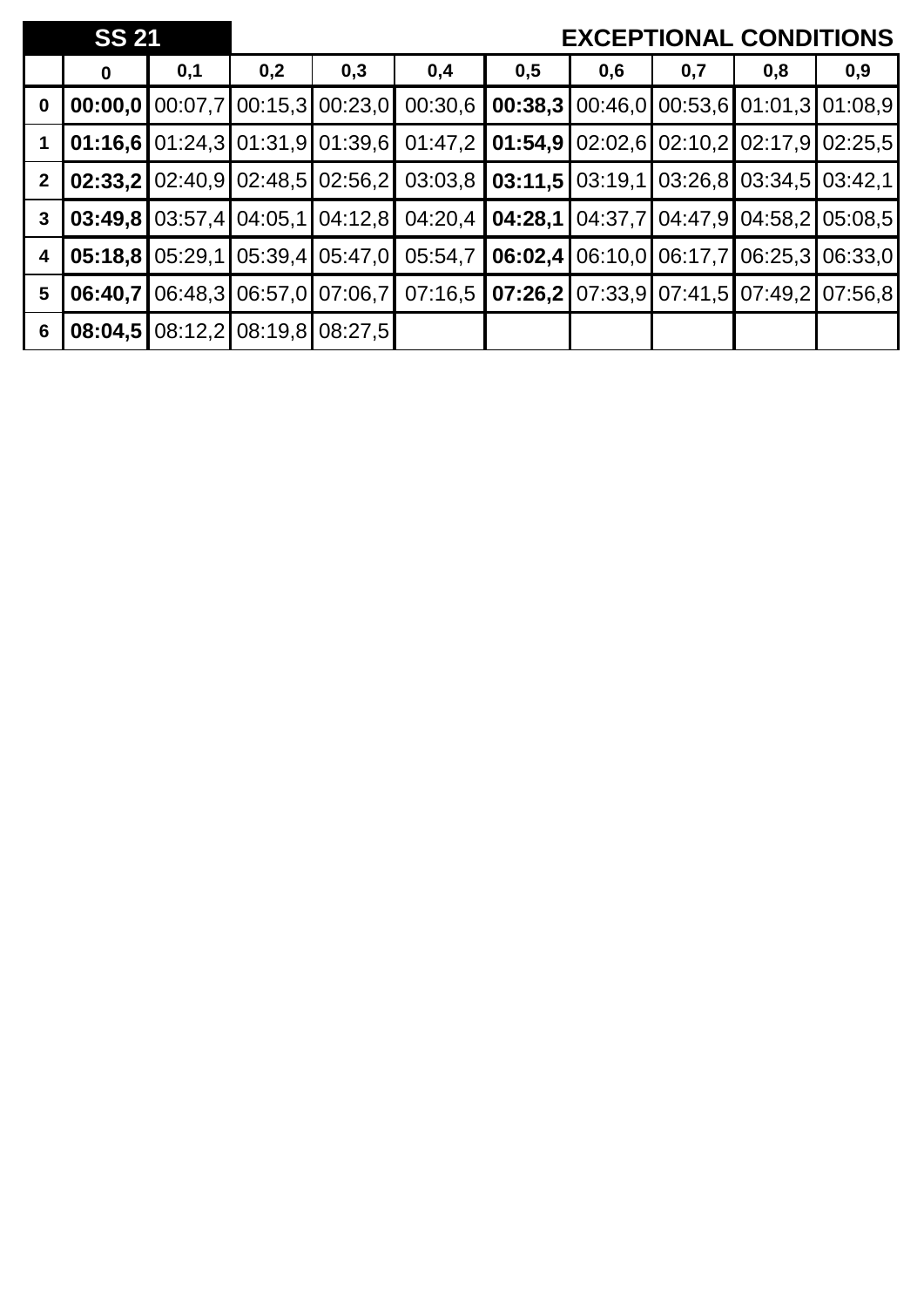| SS 21 | | | | | | | | | | EXCEPTIONAL CONDITIONS |
|---|---|---|---|---|---|---|---|---|---|---|
| | **0** | **0,1** | **0,2** | **0,3** | **0,4** | **0,5** | **0,6** | **0,7** | **0,8** | **0,9** |
| **0** | **00:00,0** | 00:07,7 | 00:15,3 | 00:23,0 | 00:30,6 | **00:38,3** | 00:46,0 | 00:53,6 | 01:01,3 | 01:08,9 |
| **1** | **01:16,6** | 01:24,3 | 01:31,9 | 01:39,6 | 01:47,2 | **01:54,9** | 02:02,6 | 02:10,2 | 02:17,9 | 02:25,5 |
| **2** | **02:33,2** | 02:40,9 | 02:48,5 | 02:56,2 | 03:03,8 | **03:11,5** | 03:19,1 | 03:26,8 | 03:34,5 | 03:42,1 |
| **3** | **03:49,8** | 03:57,4 | 04:05,1 | 04:12,8 | 04:20,4 | **04:28,1** | 04:37,7 | 04:47,9 | 04:58,2 | 05:08,5 |
| **4** | **05:18,8** | 05:29,1 | 05:39,4 | 05:47,0 | 05:54,7 | **06:02,4** | 06:10,0 | 06:17,7 | 06:25,3 | 06:33,0 |
| **5** | **06:40,7** | 06:48,3 | 06:57,0 | 07:06,7 | 07:16,5 | **07:26,2** | 07:33,9 | 07:41,5 | 07:49,2 | 07:56,8 |
| **6** | **08:04,5** | 08:12,2 | 08:19,8 | 08:27,5 | | | | | | |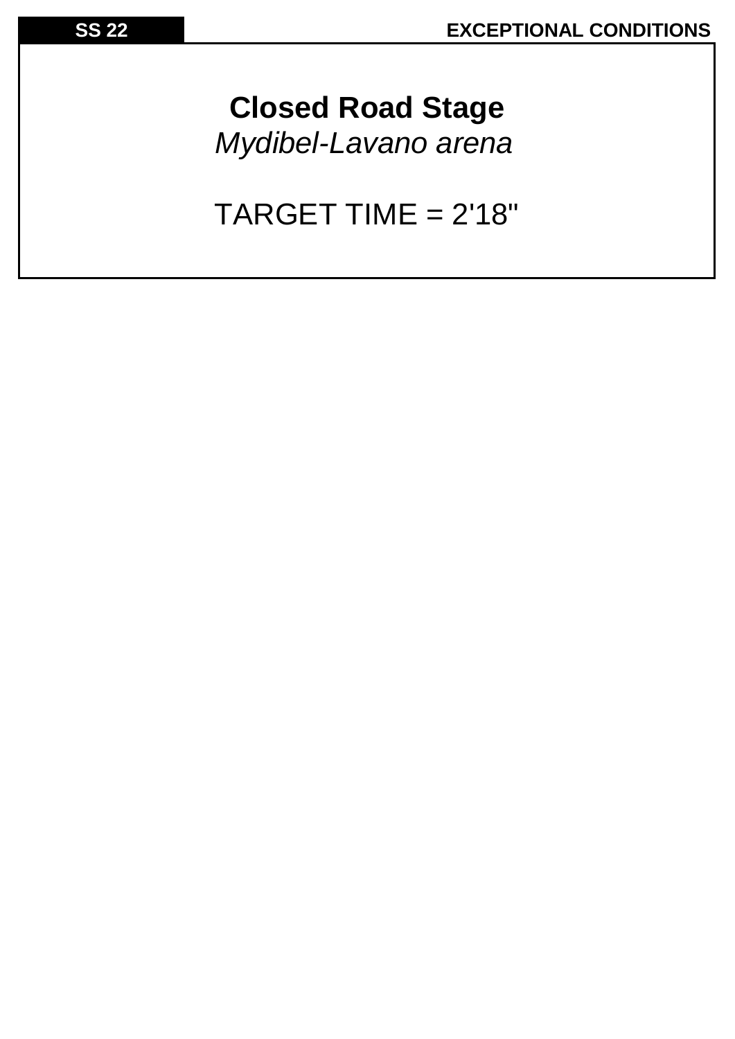**SS 22** **EXCEPTIONAL CONDITIONS**

## Closed Road Stage

*Mydibel-Lavano arena*

TARGET TIME = 2'18''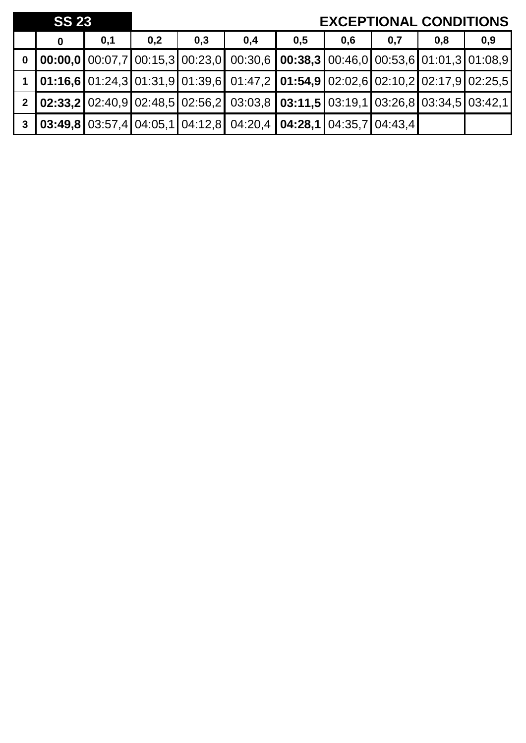**SS 23** **EXCEPTIONAL CONDITIONS**

| | 0 | 0,1 | 0,2 | 0,3 | 0,4 | 0,5 | 0,6 | 0,7 | 0,8 | 0,9 |
|---|---|---|---|---|---|---|---|---|---|---|
| **0** | **00:00,0** | 00:07,7 | 00:15,3 | 00:23,0 | 00:30,6 | **00:38,3** | 00:46,0 | 00:53,6 | 01:01,3 | 01:08,9 |
| **1** | **01:16,6** | 01:24,3 | 01:31,9 | 01:39,6 | 01:47,2 | **01:54,9** | 02:02,6 | 02:10,2 | 02:17,9 | 02:25,5 |
| **2** | **02:33,2** | 02:40,9 | 02:48,5 | 02:56,2 | 03:03,8 | **03:11,5** | 03:19,1 | 03:26,8 | 03:34,5 | 03:42,1 |
| **3** | **03:49,8** | 03:57,4 | 04:05,1 | 04:12,8 | 04:20,4 | **04:28,1** | 04:35,7 | 04:43,4 | | |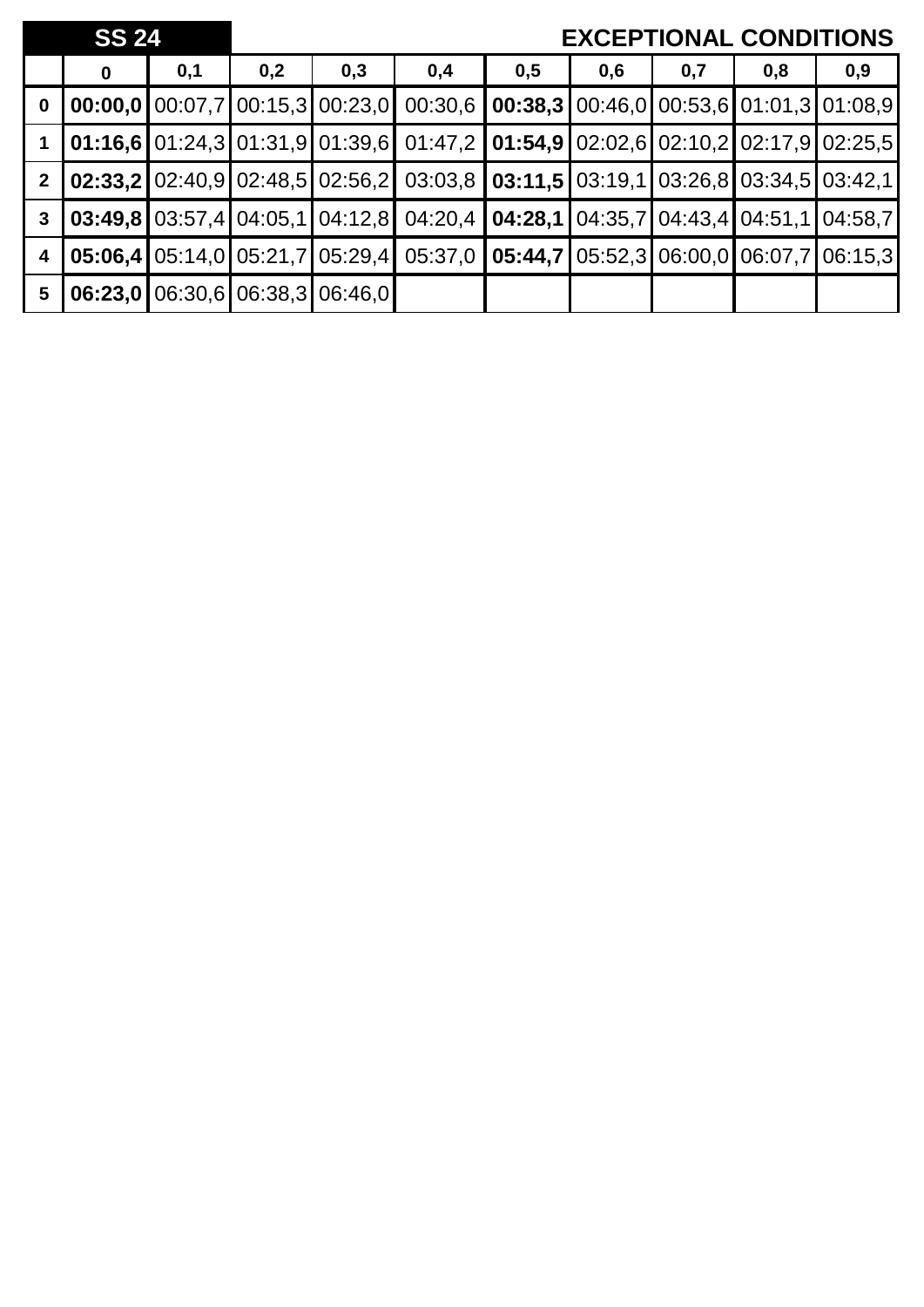## SS 24

## EXCEPTIONAL CONDITIONS

| | 0 | 0,1 | 0,2 | 0,3 | 0,4 | 0,5 | 0,6 | 0,7 | 0,8 | 0,9 |
|---|---|---|---|---|---|---|---|---|---|---|
| **0** | **00:00,0** | 00:07,7 | 00:15,3 | 00:23,0 | 00:30,6 | **00:38,3** | 00:46,0 | 00:53,6 | 01:01,3 | 01:08,9 |
| **1** | **01:16,6** | 01:24,3 | 01:31,9 | 01:39,6 | 01:47,2 | **01:54,9** | 02:02,6 | 02:10,2 | 02:17,9 | 02:25,5 |
| **2** | **02:33,2** | 02:40,9 | 02:48,5 | 02:56,2 | 03:03,8 | **03:11,5** | 03:19,1 | 03:26,8 | 03:34,5 | 03:42,1 |
| **3** | **03:49,8** | 03:57,4 | 04:05,1 | 04:12,8 | 04:20,4 | **04:28,1** | 04:35,7 | 04:43,4 | 04:51,1 | 04:58,7 |
| **4** | **05:06,4** | 05:14,0 | 05:21,7 | 05:29,4 | 05:37,0 | **05:44,7** | 05:52,3 | 06:00,0 | 06:07,7 | 06:15,3 |
| **5** | **06:23,0** | 06:30,6 | 06:38,3 | 06:46,0 | | | | | | |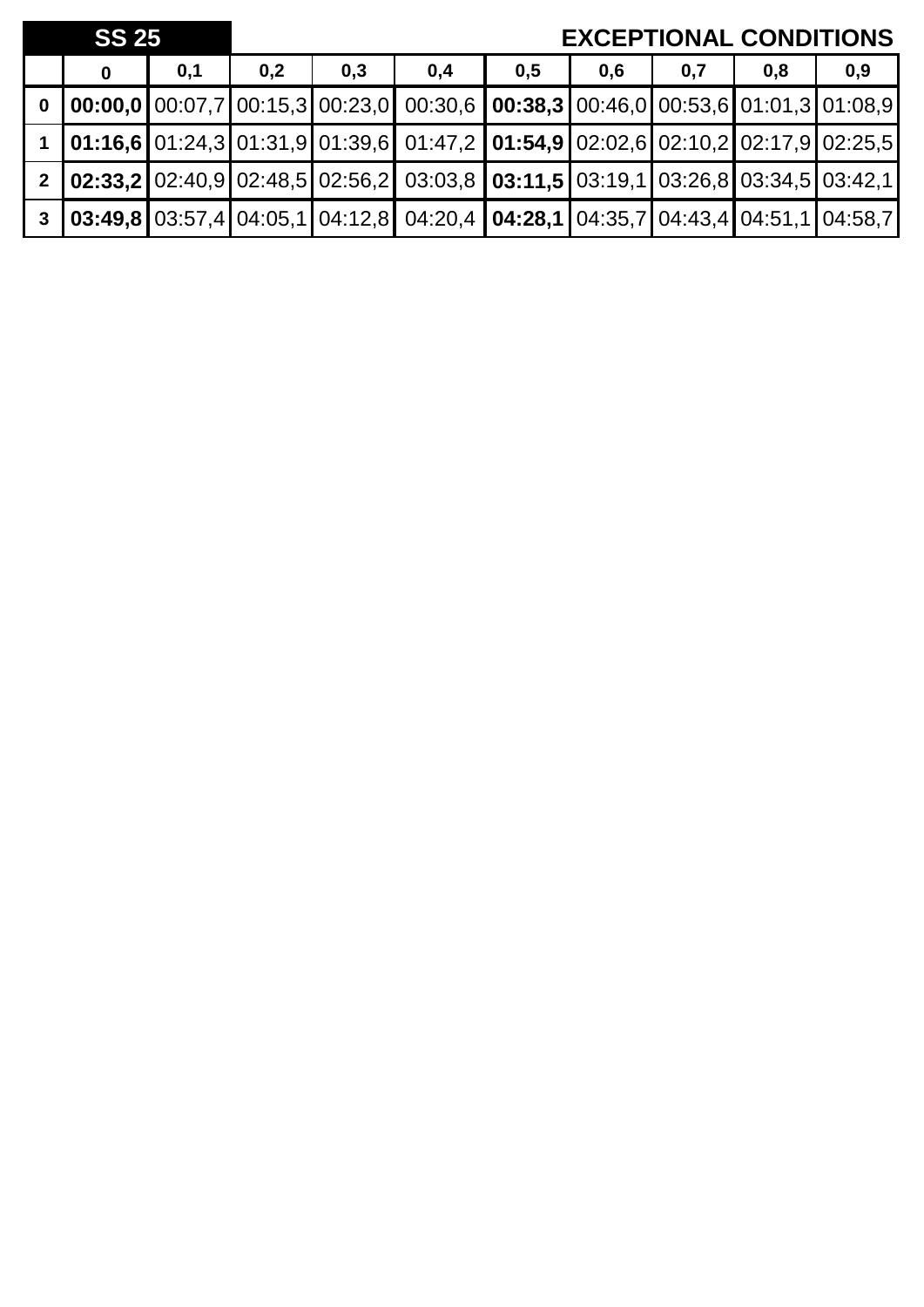**SS 25** **EXCEPTIONAL CONDITIONS**

| | 0 | 0,1 | 0,2 | 0,3 | 0,4 | 0,5 | 0,6 | 0,7 | 0,8 | 0,9 |
|---|---|---|---|---|---|---|---|---|---|---|
| **0** | **00:00,0** | 00:07,7 | 00:15,3 | 00:23,0 | 00:30,6 | **00:38,3** | 00:46,0 | 00:53,6 | 01:01,3 | 01:08,9 |
| **1** | **01:16,6** | 01:24,3 | 01:31,9 | 01:39,6 | 01:47,2 | **01:54,9** | 02:02,6 | 02:10,2 | 02:17,9 | 02:25,5 |
| **2** | **02:33,2** | 02:40,9 | 02:48,5 | 02:56,2 | 03:03,8 | **03:11,5** | 03:19,1 | 03:26,8 | 03:34,5 | 03:42,1 |
| **3** | **03:49,8** | 03:57,4 | 04:05,1 | 04:12,8 | 04:20,4 | **04:28,1** | 04:35,7 | 04:43,4 | 04:51,1 | 04:58,7 |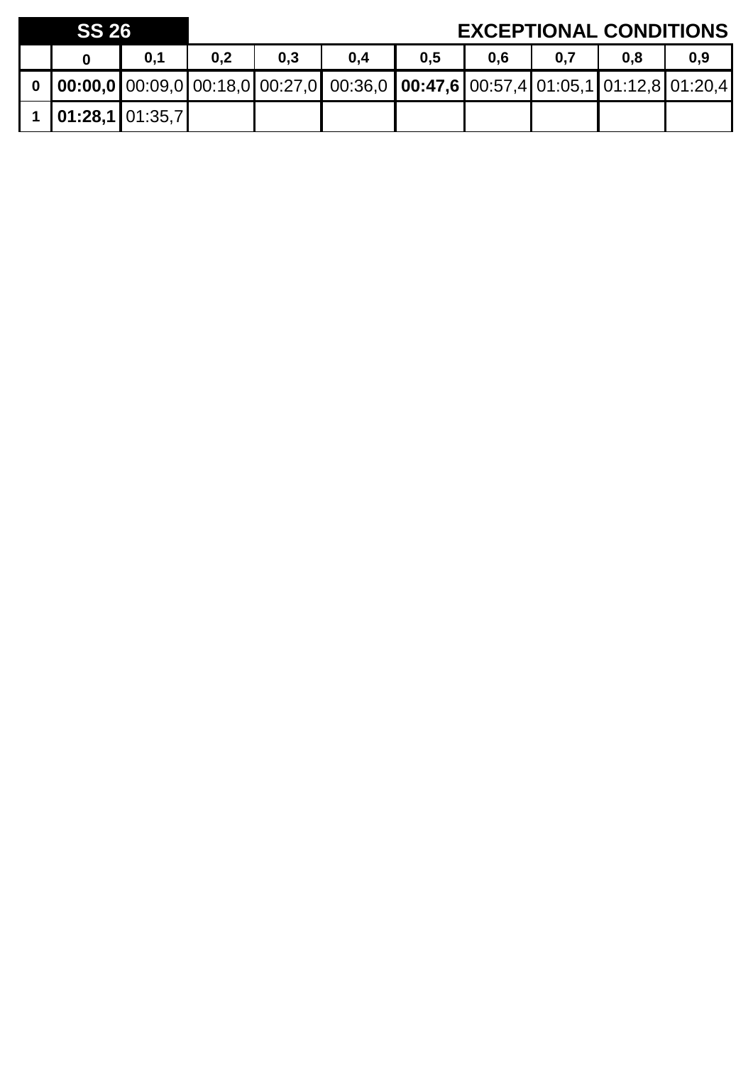**SS 26** **EXCEPTIONAL CONDITIONS**

| | 0 | 0,1 | 0,2 | 0,3 | 0,4 | 0,5 | 0,6 | 0,7 | 0,8 | 0,9 |
|---|---|---|---|---|---|---|---|---|---|---|
| **0** | **00:00,0** | 00:09,0 | 00:18,0 | 00:27,0 | 00:36,0 | **00:47,6** | 00:57,4 | 01:05,1 | 01:12,8 | 01:20,4 |
| **1** | **01:28,1** | 01:35,7 | | | | | | | | |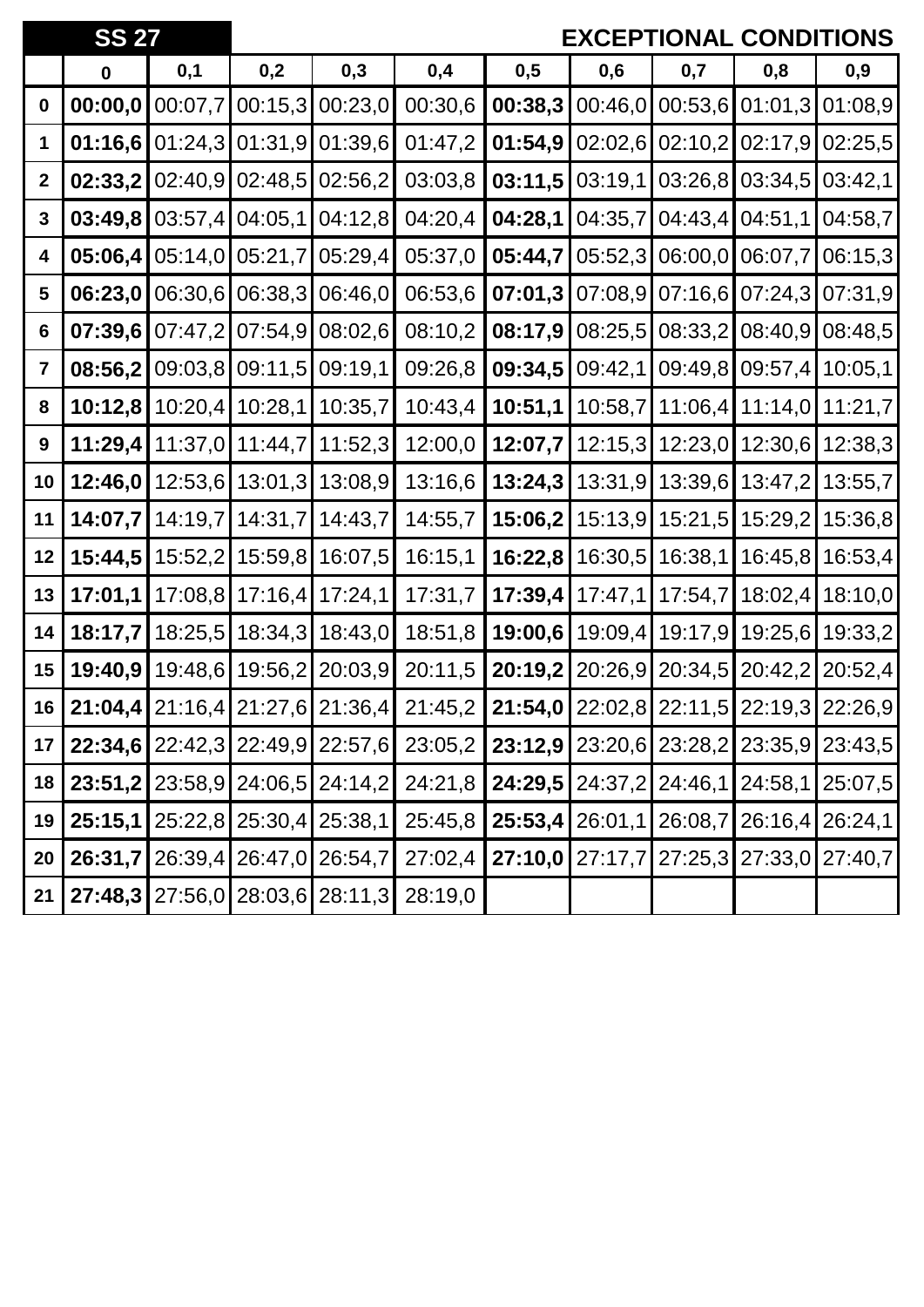| SS 27 | | | | | | | | | | EXCEPTIONAL CONDITIONS |
|---|---|---|---|---|---|---|---|---|---|---|
| | **0** | **0,1** | **0,2** | **0,3** | **0,4** | **0,5** | **0,6** | **0,7** | **0,8** | **0,9** |
| **0** | **00:00,0** | 00:07,7 | 00:15,3 | 00:23,0 | 00:30,6 | **00:38,3** | 00:46,0 | 00:53,6 | 01:01,3 | 01:08,9 |
| **1** | **01:16,6** | 01:24,3 | 01:31,9 | 01:39,6 | 01:47,2 | **01:54,9** | 02:02,6 | 02:10,2 | 02:17,9 | 02:25,5 |
| **2** | **02:33,2** | 02:40,9 | 02:48,5 | 02:56,2 | 03:03,8 | **03:11,5** | 03:19,1 | 03:26,8 | 03:34,5 | 03:42,1 |
| **3** | **03:49,8** | 03:57,4 | 04:05,1 | 04:12,8 | 04:20,4 | **04:28,1** | 04:35,7 | 04:43,4 | 04:51,1 | 04:58,7 |
| **4** | **05:06,4** | 05:14,0 | 05:21,7 | 05:29,4 | 05:37,0 | **05:44,7** | 05:52,3 | 06:00,0 | 06:07,7 | 06:15,3 |
| **5** | **06:23,0** | 06:30,6 | 06:38,3 | 06:46,0 | 06:53,6 | **07:01,3** | 07:08,9 | 07:16,6 | 07:24,3 | 07:31,9 |
| **6** | **07:39,6** | 07:47,2 | 07:54,9 | 08:02,6 | 08:10,2 | **08:17,9** | 08:25,5 | 08:33,2 | 08:40,9 | 08:48,5 |
| **7** | **08:56,2** | 09:03,8 | 09:11,5 | 09:19,1 | 09:26,8 | **09:34,5** | 09:42,1 | 09:49,8 | 09:57,4 | 10:05,1 |
| **8** | **10:12,8** | 10:20,4 | 10:28,1 | 10:35,7 | 10:43,4 | **10:51,1** | 10:58,7 | 11:06,4 | 11:14,0 | 11:21,7 |
| **9** | **11:29,4** | 11:37,0 | 11:44,7 | 11:52,3 | 12:00,0 | **12:07,7** | 12:15,3 | 12:23,0 | 12:30,6 | 12:38,3 |
| **10** | **12:46,0** | 12:53,6 | 13:01,3 | 13:08,9 | 13:16,6 | **13:24,3** | 13:31,9 | 13:39,6 | 13:47,2 | 13:55,7 |
| **11** | **14:07,7** | 14:19,7 | 14:31,7 | 14:43,7 | 14:55,7 | **15:06,2** | 15:13,9 | 15:21,5 | 15:29,2 | 15:36,8 |
| **12** | **15:44,5** | 15:52,2 | 15:59,8 | 16:07,5 | 16:15,1 | **16:22,8** | 16:30,5 | 16:38,1 | 16:45,8 | 16:53,4 |
| **13** | **17:01,1** | 17:08,8 | 17:16,4 | 17:24,1 | 17:31,7 | **17:39,4** | 17:47,1 | 17:54,7 | 18:02,4 | 18:10,0 |
| **14** | **18:17,7** | 18:25,5 | 18:34,3 | 18:43,0 | 18:51,8 | **19:00,6** | 19:09,4 | 19:17,9 | 19:25,6 | 19:33,2 |
| **15** | **19:40,9** | 19:48,6 | 19:56,2 | 20:03,9 | 20:11,5 | **20:19,2** | 20:26,9 | 20:34,5 | 20:42,2 | 20:52,4 |
| **16** | **21:04,4** | 21:16,4 | 21:27,6 | 21:36,4 | 21:45,2 | **21:54,0** | 22:02,8 | 22:11,5 | 22:19,3 | 22:26,9 |
| **17** | **22:34,6** | 22:42,3 | 22:49,9 | 22:57,6 | 23:05,2 | **23:12,9** | 23:20,6 | 23:28,2 | 23:35,9 | 23:43,5 |
| **18** | **23:51,2** | 23:58,9 | 24:06,5 | 24:14,2 | 24:21,8 | **24:29,5** | 24:37,2 | 24:46,1 | 24:58,1 | 25:07,5 |
| **19** | **25:15,1** | 25:22,8 | 25:30,4 | 25:38,1 | 25:45,8 | **25:53,4** | 26:01,1 | 26:08,7 | 26:16,4 | 26:24,1 |
| **20** | **26:31,7** | 26:39,4 | 26:47,0 | 26:54,7 | 27:02,4 | **27:10,0** | 27:17,7 | 27:25,3 | 27:33,0 | 27:40,7 |
| **21** | **27:48,3** | 27:56,0 | 28:03,6 | 28:11,3 | 28:19,0 | | | | | |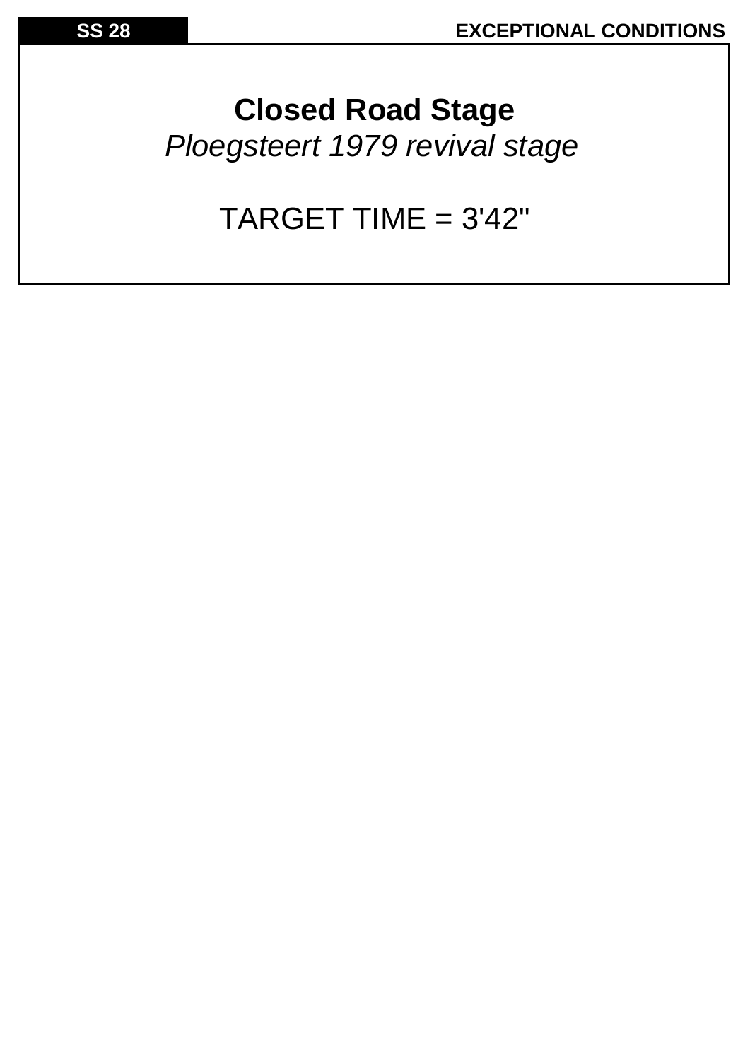**SS 28** **EXCEPTIONAL CONDITIONS**

# Closed Road Stage

*Ploegsteert 1979 revival stage*

TARGET TIME = 3'42"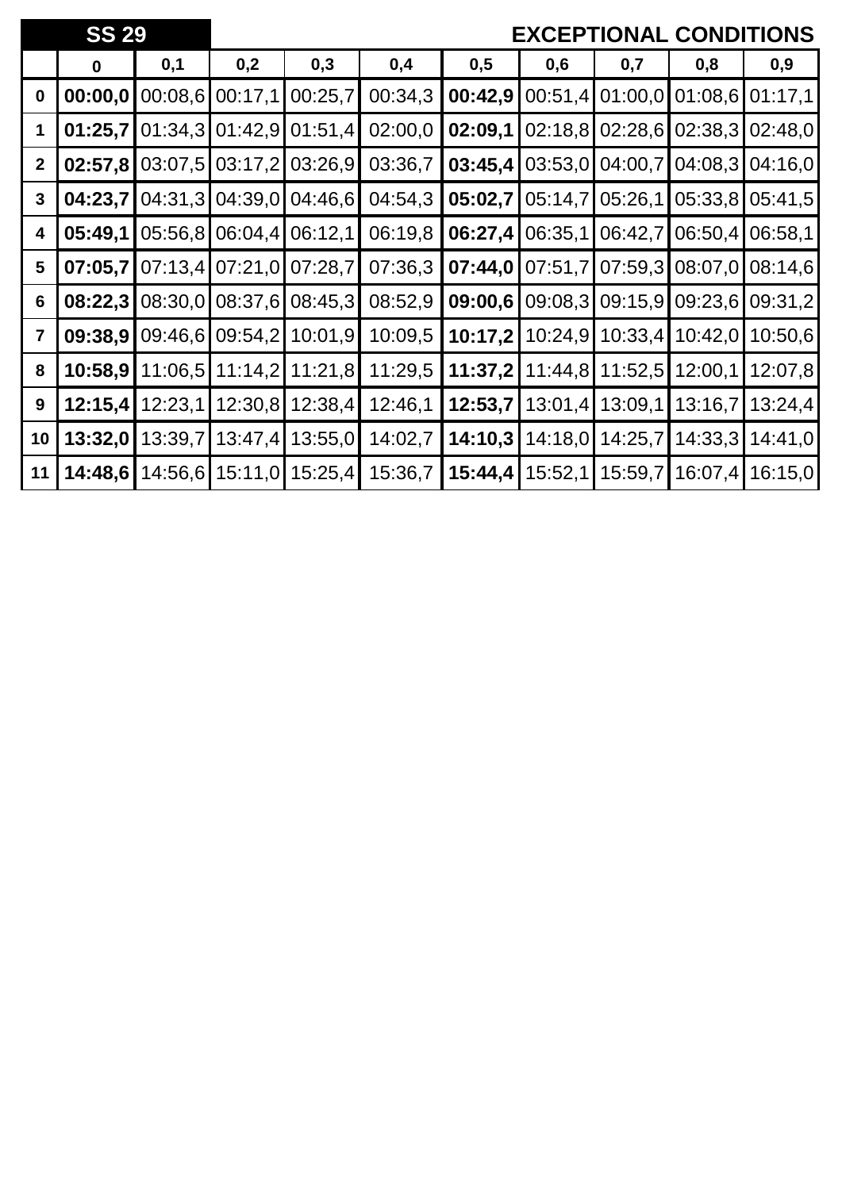| SS 29 | | | | | | | | | | EXCEPTIONAL CONDITIONS |
|---|---|---|---|---|---|---|---|---|---|---|
| | **0** | **0,1** | **0,2** | **0,3** | **0,4** | **0,5** | **0,6** | **0,7** | **0,8** | **0,9** |
| **0** | **00:00,0** | 00:08,6 | 00:17,1 | 00:25,7 | 00:34,3 | **00:42,9** | 00:51,4 | 01:00,0 | 01:08,6 | 01:17,1 |
| **1** | **01:25,7** | 01:34,3 | 01:42,9 | 01:51,4 | 02:00,0 | **02:09,1** | 02:18,8 | 02:28,6 | 02:38,3 | 02:48,0 |
| **2** | **02:57,8** | 03:07,5 | 03:17,2 | 03:26,9 | 03:36,7 | **03:45,4** | 03:53,0 | 04:00,7 | 04:08,3 | 04:16,0 |
| **3** | **04:23,7** | 04:31,3 | 04:39,0 | 04:46,6 | 04:54,3 | **05:02,7** | 05:14,7 | 05:26,1 | 05:33,8 | 05:41,5 |
| **4** | **05:49,1** | 05:56,8 | 06:04,4 | 06:12,1 | 06:19,8 | **06:27,4** | 06:35,1 | 06:42,7 | 06:50,4 | 06:58,1 |
| **5** | **07:05,7** | 07:13,4 | 07:21,0 | 07:28,7 | 07:36,3 | **07:44,0** | 07:51,7 | 07:59,3 | 08:07,0 | 08:14,6 |
| **6** | **08:22,3** | 08:30,0 | 08:37,6 | 08:45,3 | 08:52,9 | **09:00,6** | 09:08,3 | 09:15,9 | 09:23,6 | 09:31,2 |
| **7** | **09:38,9** | 09:46,6 | 09:54,2 | 10:01,9 | 10:09,5 | **10:17,2** | 10:24,9 | 10:33,4 | 10:42,0 | 10:50,6 |
| **8** | **10:58,9** | 11:06,5 | 11:14,2 | 11:21,8 | 11:29,5 | **11:37,2** | 11:44,8 | 11:52,5 | 12:00,1 | 12:07,8 |
| **9** | **12:15,4** | 12:23,1 | 12:30,8 | 12:38,4 | 12:46,1 | **12:53,7** | 13:01,4 | 13:09,1 | 13:16,7 | 13:24,4 |
| **10** | **13:32,0** | 13:39,7 | 13:47,4 | 13:55,0 | 14:02,7 | **14:10,3** | 14:18,0 | 14:25,7 | 14:33,3 | 14:41,0 |
| **11** | **14:48,6** | 14:56,6 | 15:11,0 | 15:25,4 | 15:36,7 | **15:44,4** | 15:52,1 | 15:59,7 | 16:07,4 | 16:15,0 |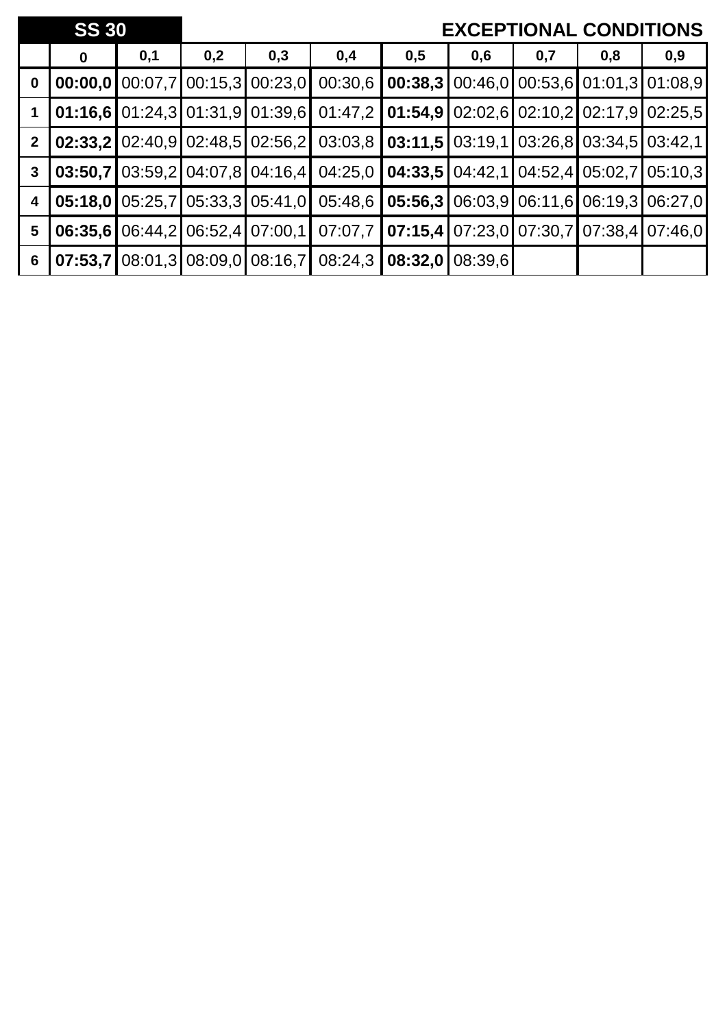| **SS 30** | | | | | | | | | **EXCEPTIONAL CONDITIONS** | |
|---|---|---|---|---|---|---|---|---|---|---|
| | **0** | **0,1** | **0,2** | **0,3** | **0,4** | **0,5** | **0,6** | **0,7** | **0,8** | **0,9** |
| **0** | **00:00,0** | 00:07,7 | 00:15,3 | 00:23,0 | 00:30,6 | **00:38,3** | 00:46,0 | 00:53,6 | 01:01,3 | 01:08,9 |
| **1** | **01:16,6** | 01:24,3 | 01:31,9 | 01:39,6 | 01:47,2 | **01:54,9** | 02:02,6 | 02:10,2 | 02:17,9 | 02:25,5 |
| **2** | **02:33,2** | 02:40,9 | 02:48,5 | 02:56,2 | 03:03,8 | **03:11,5** | 03:19,1 | 03:26,8 | 03:34,5 | 03:42,1 |
| **3** | **03:50,7** | 03:59,2 | 04:07,8 | 04:16,4 | 04:25,0 | **04:33,5** | 04:42,1 | 04:52,4 | 05:02,7 | 05:10,3 |
| **4** | **05:18,0** | 05:25,7 | 05:33,3 | 05:41,0 | 05:48,6 | **05:56,3** | 06:03,9 | 06:11,6 | 06:19,3 | 06:27,0 |
| **5** | **06:35,6** | 06:44,2 | 06:52,4 | 07:00,1 | 07:07,7 | **07:15,4** | 07:23,0 | 07:30,7 | 07:38,4 | 07:46,0 |
| **6** | **07:53,7** | 08:01,3 | 08:09,0 | 08:16,7 | 08:24,3 | **08:32,0** | 08:39,6 | | | |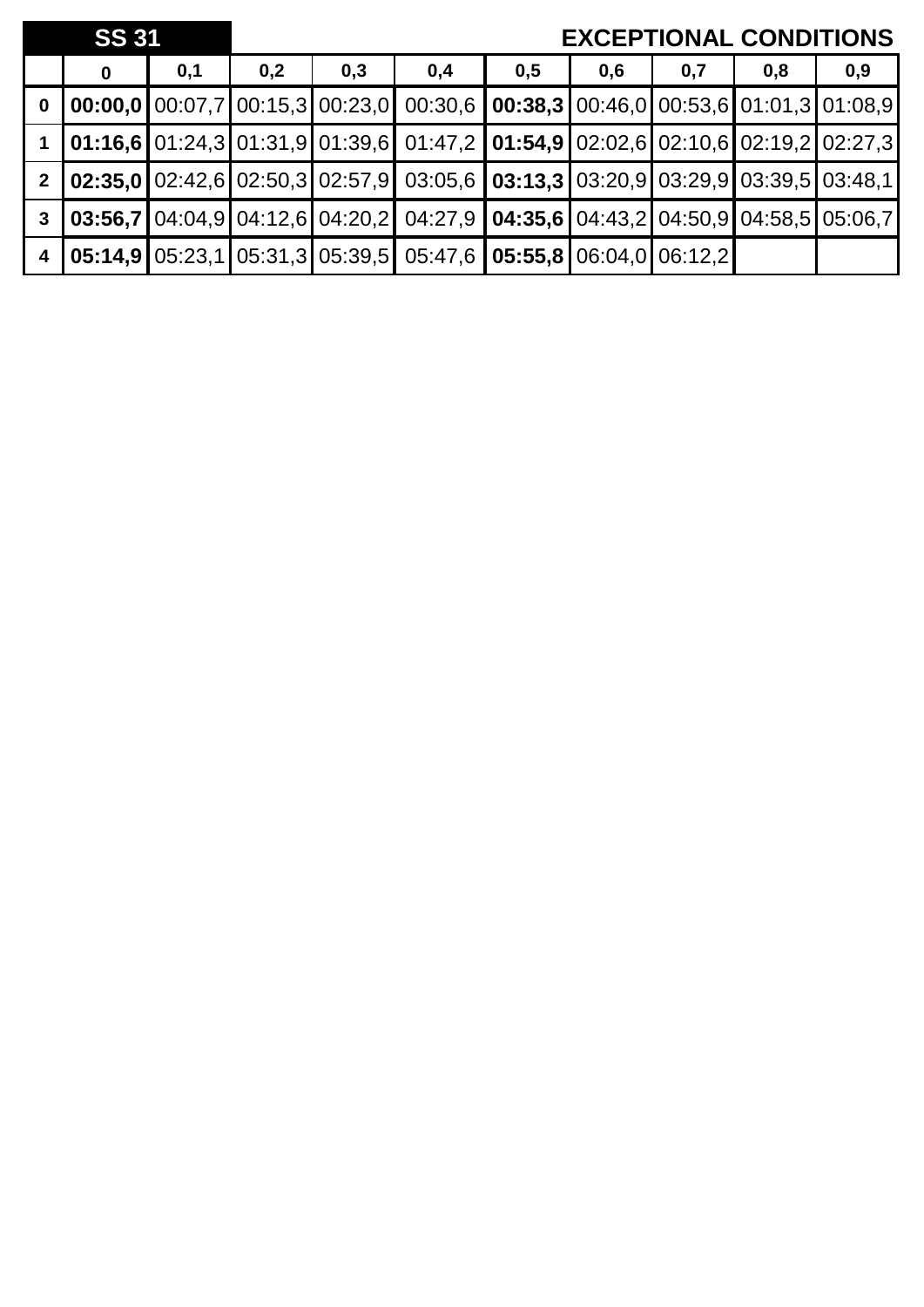**SS 31** **EXCEPTIONAL CONDITIONS**

| | 0 | 0,1 | 0,2 | 0,3 | 0,4 | 0,5 | 0,6 | 0,7 | 0,8 | 0,9 |
|---|---|---|---|---|---|---|---|---|---|---|
| **0** | **00:00,0** | 00:07,7 | 00:15,3 | 00:23,0 | 00:30,6 | **00:38,3** | 00:46,0 | 00:53,6 | 01:01,3 | 01:08,9 |
| **1** | **01:16,6** | 01:24,3 | 01:31,9 | 01:39,6 | 01:47,2 | **01:54,9** | 02:02,6 | 02:10,6 | 02:19,2 | 02:27,3 |
| **2** | **02:35,0** | 02:42,6 | 02:50,3 | 02:57,9 | 03:05,6 | **03:13,3** | 03:20,9 | 03:29,9 | 03:39,5 | 03:48,1 |
| **3** | **03:56,7** | 04:04,9 | 04:12,6 | 04:20,2 | 04:27,9 | **04:35,6** | 04:43,2 | 04:50,9 | 04:58,5 | 05:06,7 |
| **4** | **05:14,9** | 05:23,1 | 05:31,3 | 05:39,5 | 05:47,6 | **05:55,8** | 06:04,0 | 06:12,2 | | |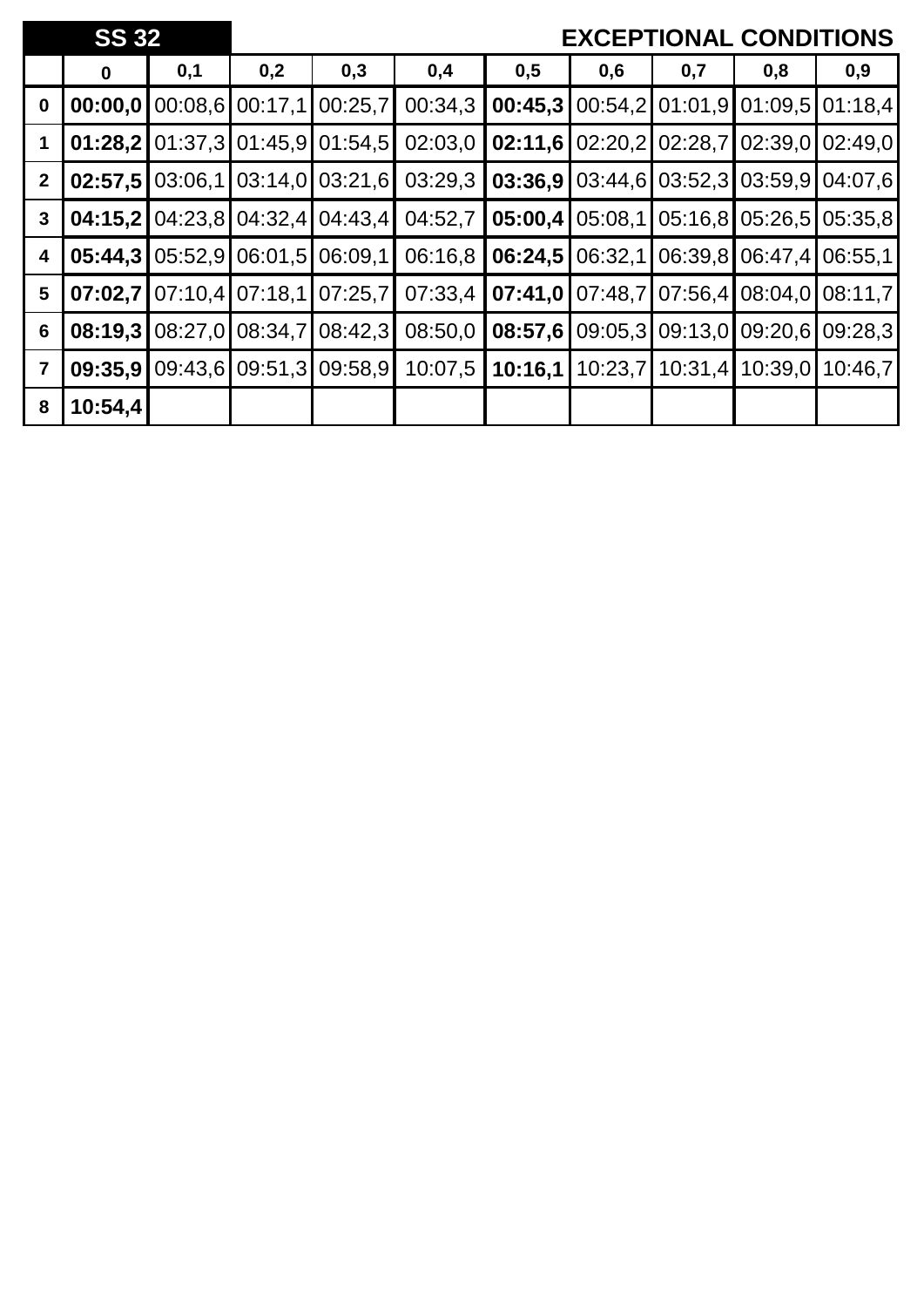| **SS 32** | | | | | | | | | | **EXCEPTIONAL CONDITIONS** |
|---|---|---|---|---|---|---|---|---|---|---|
| | **0** | **0,1** | **0,2** | **0,3** | **0,4** | **0,5** | **0,6** | **0,7** | **0,8** | **0,9** |
| **0** | **00:00,0** | 00:08,6 | 00:17,1 | 00:25,7 | 00:34,3 | **00:45,3** | 00:54,2 | 01:01,9 | 01:09,5 | 01:18,4 |
| **1** | **01:28,2** | 01:37,3 | 01:45,9 | 01:54,5 | 02:03,0 | **02:11,6** | 02:20,2 | 02:28,7 | 02:39,0 | 02:49,0 |
| **2** | **02:57,5** | 03:06,1 | 03:14,0 | 03:21,6 | 03:29,3 | **03:36,9** | 03:44,6 | 03:52,3 | 03:59,9 | 04:07,6 |
| **3** | **04:15,2** | 04:23,8 | 04:32,4 | 04:43,4 | 04:52,7 | **05:00,4** | 05:08,1 | 05:16,8 | 05:26,5 | 05:35,8 |
| **4** | **05:44,3** | 05:52,9 | 06:01,5 | 06:09,1 | 06:16,8 | **06:24,5** | 06:32,1 | 06:39,8 | 06:47,4 | 06:55,1 |
| **5** | **07:02,7** | 07:10,4 | 07:18,1 | 07:25,7 | 07:33,4 | **07:41,0** | 07:48,7 | 07:56,4 | 08:04,0 | 08:11,7 |
| **6** | **08:19,3** | 08:27,0 | 08:34,7 | 08:42,3 | 08:50,0 | **08:57,6** | 09:05,3 | 09:13,0 | 09:20,6 | 09:28,3 |
| **7** | **09:35,9** | 09:43,6 | 09:51,3 | 09:58,9 | 10:07,5 | **10:16,1** | 10:23,7 | 10:31,4 | 10:39,0 | 10:46,7 |
| **8** | **10:54,4** | | | | | | | | | |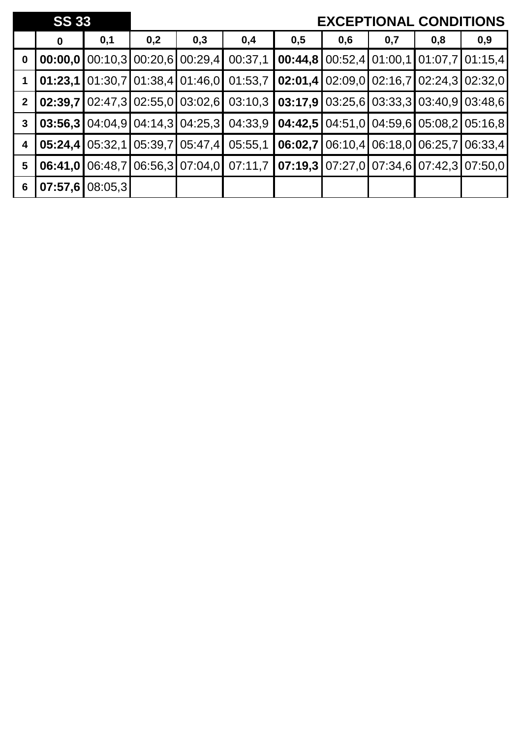| SS 33 | | | | | | | | | | EXCEPTIONAL CONDITIONS |
|---|---|---|---|---|---|---|---|---|---|---|
| | **0** | **0,1** | **0,2** | **0,3** | **0,4** | **0,5** | **0,6** | **0,7** | **0,8** | **0,9** |
| **0** | **00:00,0** | 00:10,3 | 00:20,6 | 00:29,4 | 00:37,1 | **00:44,8** | 00:52,4 | 01:00,1 | 01:07,7 | 01:15,4 |
| **1** | **01:23,1** | 01:30,7 | 01:38,4 | 01:46,0 | 01:53,7 | **02:01,4** | 02:09,0 | 02:16,7 | 02:24,3 | 02:32,0 |
| **2** | **02:39,7** | 02:47,3 | 02:55,0 | 03:02,6 | 03:10,3 | **03:17,9** | 03:25,6 | 03:33,3 | 03:40,9 | 03:48,6 |
| **3** | **03:56,3** | 04:04,9 | 04:14,3 | 04:25,3 | 04:33,9 | **04:42,5** | 04:51,0 | 04:59,6 | 05:08,2 | 05:16,8 |
| **4** | **05:24,4** | 05:32,1 | 05:39,7 | 05:47,4 | 05:55,1 | **06:02,7** | 06:10,4 | 06:18,0 | 06:25,7 | 06:33,4 |
| **5** | **06:41,0** | 06:48,7 | 06:56,3 | 07:04,0 | 07:11,7 | **07:19,3** | 07:27,0 | 07:34,6 | 07:42,3 | 07:50,0 |
| **6** | **07:57,6** | 08:05,3 | | | | | | | | |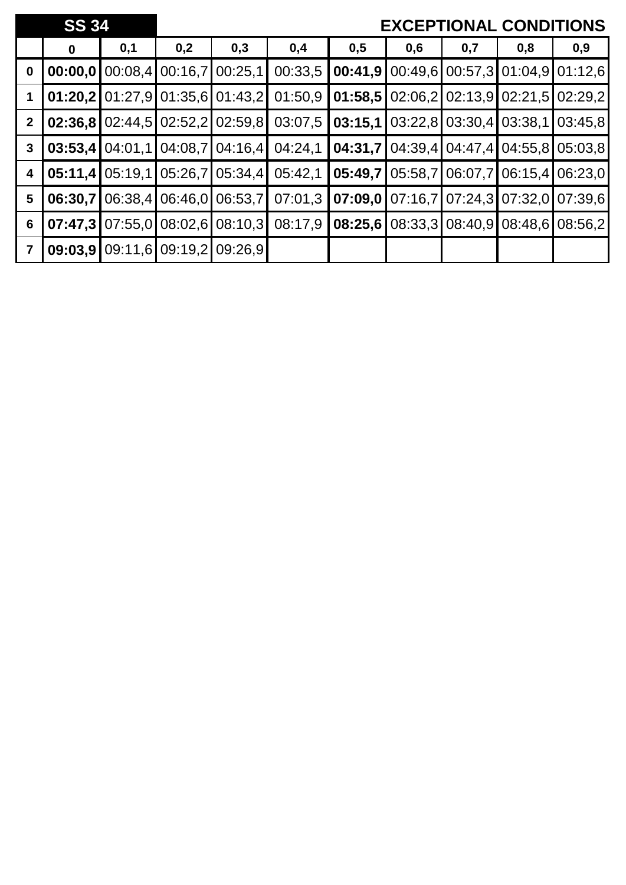**SS 34** — **EXCEPTIONAL CONDITIONS**

| | 0 | 0,1 | 0,2 | 0,3 | 0,4 | 0,5 | 0,6 | 0,7 | 0,8 | 0,9 |
|---|---|---|---|---|---|---|---|---|---|---|
| **0** | **00:00,0** | 00:08,4 | 00:16,7 | 00:25,1 | 00:33,5 | **00:41,9** | 00:49,6 | 00:57,3 | 01:04,9 | 01:12,6 |
| **1** | **01:20,2** | 01:27,9 | 01:35,6 | 01:43,2 | 01:50,9 | **01:58,5** | 02:06,2 | 02:13,9 | 02:21,5 | 02:29,2 |
| **2** | **02:36,8** | 02:44,5 | 02:52,2 | 02:59,8 | 03:07,5 | **03:15,1** | 03:22,8 | 03:30,4 | 03:38,1 | 03:45,8 |
| **3** | **03:53,4** | 04:01,1 | 04:08,7 | 04:16,4 | 04:24,1 | **04:31,7** | 04:39,4 | 04:47,4 | 04:55,8 | 05:03,8 |
| **4** | **05:11,4** | 05:19,1 | 05:26,7 | 05:34,4 | 05:42,1 | **05:49,7** | 05:58,7 | 06:07,7 | 06:15,4 | 06:23,0 |
| **5** | **06:30,7** | 06:38,4 | 06:46,0 | 06:53,7 | 07:01,3 | **07:09,0** | 07:16,7 | 07:24,3 | 07:32,0 | 07:39,6 |
| **6** | **07:47,3** | 07:55,0 | 08:02,6 | 08:10,3 | 08:17,9 | **08:25,6** | 08:33,3 | 08:40,9 | 08:48,6 | 08:56,2 |
| **7** | **09:03,9** | 09:11,6 | 09:19,2 | 09:26,9 | | | | | | |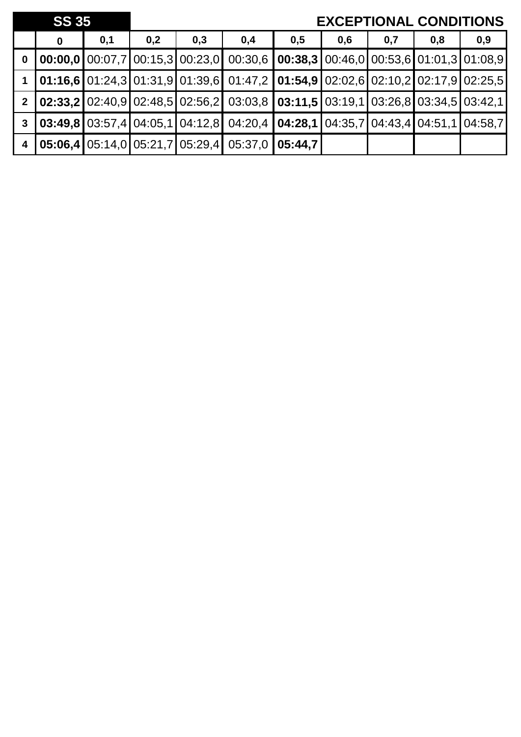| SS 35 | | | | | | | | | | EXCEPTIONAL CONDITIONS |
|---|---|---|---|---|---|---|---|---|---|---|
| | **0** | **0,1** | **0,2** | **0,3** | **0,4** | **0,5** | **0,6** | **0,7** | **0,8** | **0,9** |
| **0** | **00:00,0** | 00:07,7 | 00:15,3 | 00:23,0 | 00:30,6 | **00:38,3** | 00:46,0 | 00:53,6 | 01:01,3 | 01:08,9 |
| **1** | **01:16,6** | 01:24,3 | 01:31,9 | 01:39,6 | 01:47,2 | **01:54,9** | 02:02,6 | 02:10,2 | 02:17,9 | 02:25,5 |
| **2** | **02:33,2** | 02:40,9 | 02:48,5 | 02:56,2 | 03:03,8 | **03:11,5** | 03:19,1 | 03:26,8 | 03:34,5 | 03:42,1 |
| **3** | **03:49,8** | 03:57,4 | 04:05,1 | 04:12,8 | 04:20,4 | **04:28,1** | 04:35,7 | 04:43,4 | 04:51,1 | 04:58,7 |
| **4** | **05:06,4** | 05:14,0 | 05:21,7 | 05:29,4 | 05:37,0 | **05:44,7** | | | | |